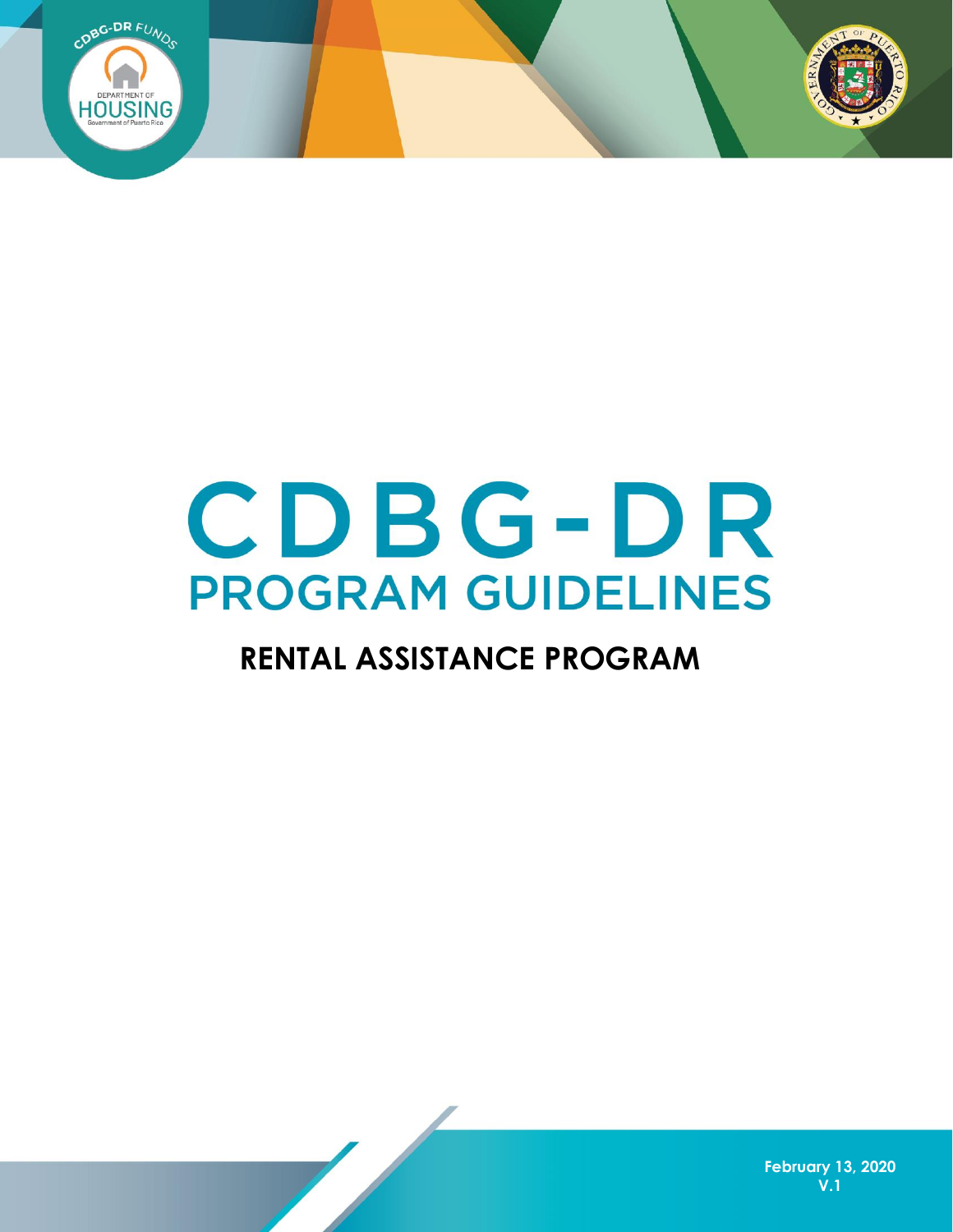# CDBG-DR

## PROGRAM GUIDELINES

### RENTAL ASSISTANCE PROGRAM

February 13, 2020
V.1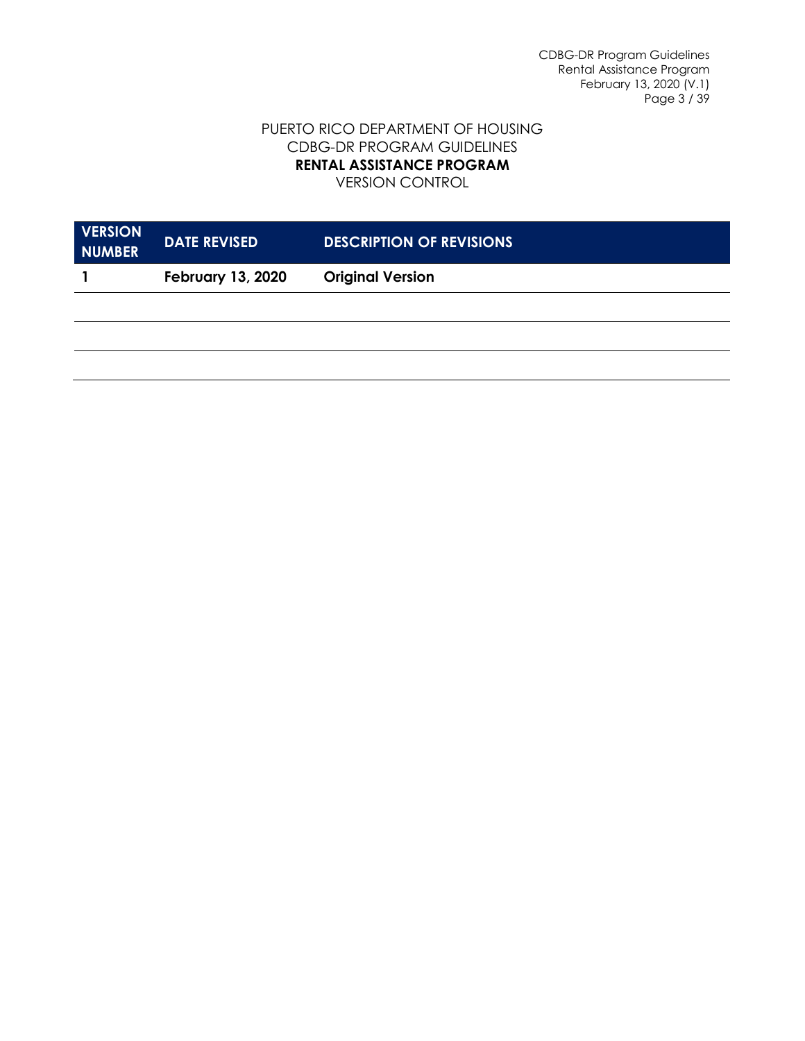PUERTO RICO DEPARTMENT OF HOUSING
CDBG-DR PROGRAM GUIDELINES
**RENTAL ASSISTANCE PROGRAM**
VERSION CONTROL

| VERSION NUMBER | DATE REVISED | DESCRIPTION OF REVISIONS |
|---|---|---|
| **1** | **February 13, 2020** | **Original Version** |
| | | |
| | | |
| | | |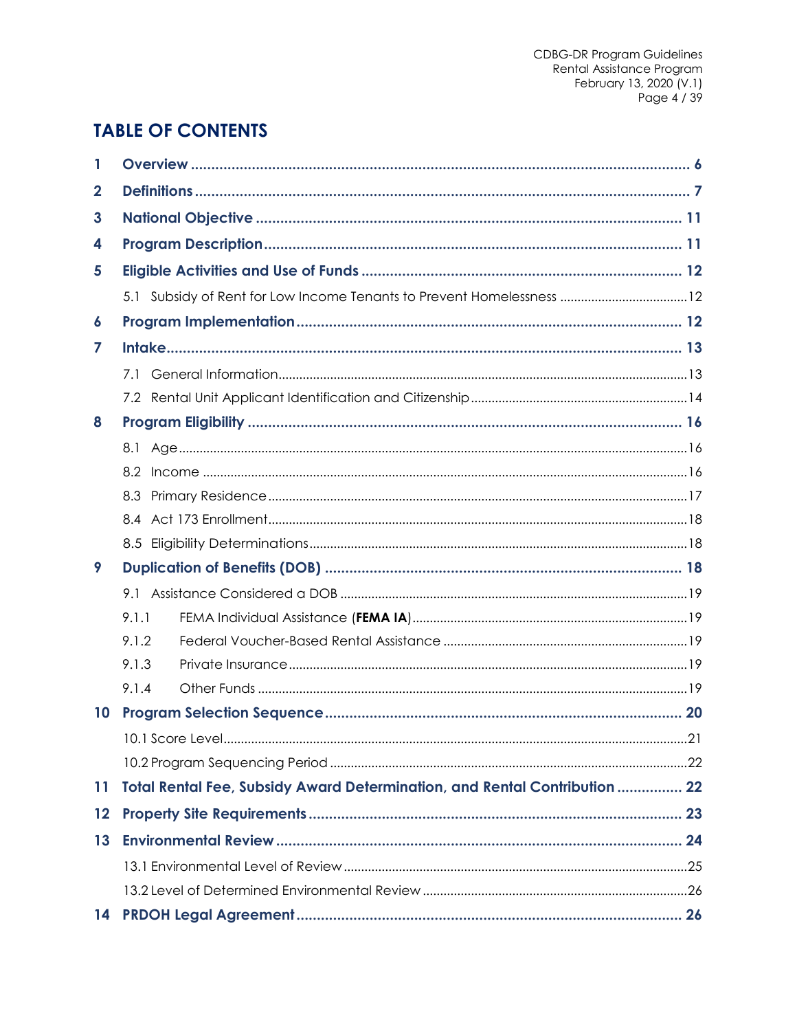# TABLE OF CONTENTS

**1 Overview** ..... **6**

**2 Definitions** ..... **7**

**3 National Objective** ..... **11**

**4 Program Description** ..... **11**

**5 Eligible Activities and Use of Funds** ..... **12**

- 5.1 Subsidy of Rent for Low Income Tenants to Prevent Homelessness ..... 12

**6 Program Implementation** ..... **12**

**7 Intake** ..... **13**

- 7.1 General Information ..... 13
- 7.2 Rental Unit Applicant Identification and Citizenship ..... 14

**8 Program Eligibility** ..... **16**

- 8.1 Age ..... 16
- 8.2 Income ..... 16
- 8.3 Primary Residence ..... 17
- 8.4 Act 173 Enrollment ..... 18
- 8.5 Eligibility Determinations ..... 18

**9 Duplication of Benefits (DOB)** ..... **18**

- 9.1 Assistance Considered a DOB ..... 19
- 9.1.1 FEMA Individual Assistance (**FEMA IA**) ..... 19
- 9.1.2 Federal Voucher-Based Rental Assistance ..... 19
- 9.1.3 Private Insurance ..... 19
- 9.1.4 Other Funds ..... 19

**10 Program Selection Sequence** ..... **20**

- 10.1 Score Level ..... 21
- 10.2 Program Sequencing Period ..... 22

**11 Total Rental Fee, Subsidy Award Determination, and Rental Contribution** ..... **22**

**12 Property Site Requirements** ..... **23**

**13 Environmental Review** ..... **24**

- 13.1 Environmental Level of Review ..... 25
- 13.2 Level of Determined Environmental Review ..... 26

**14 PRDOH Legal Agreement** ..... **26**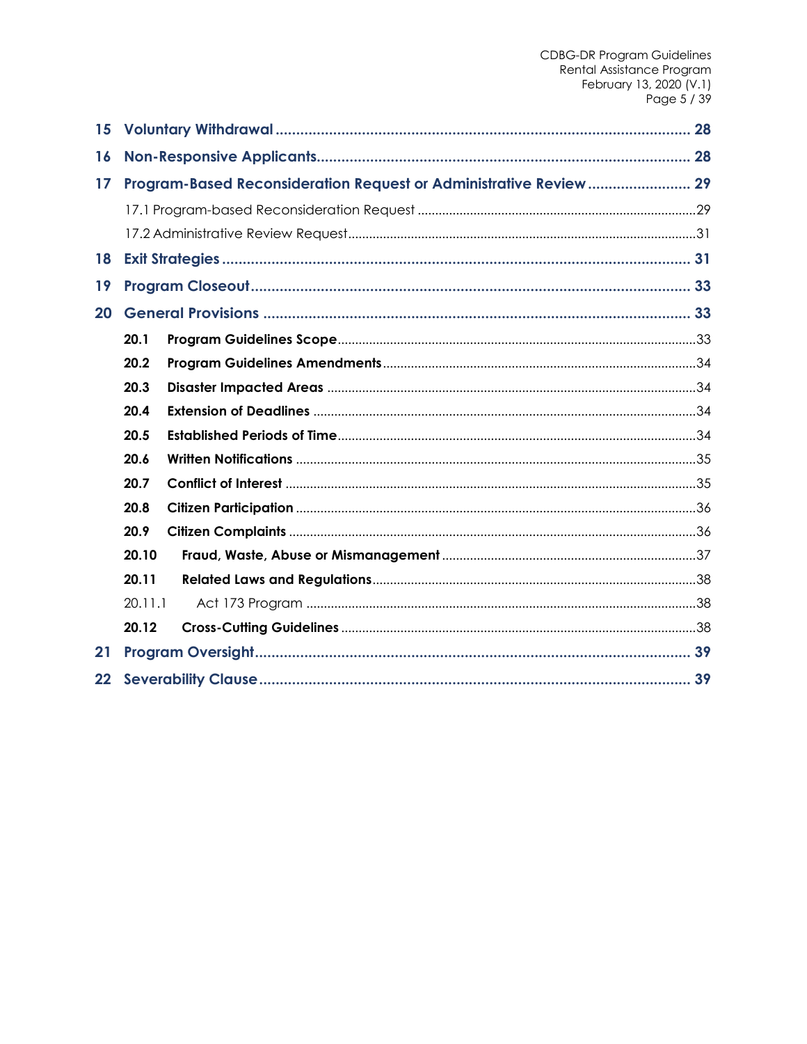15 **Voluntary Withdrawal** ........................................................................................ 28

16 **Non-Responsive Applicants**.................................................................................. 28

17 **Program-Based Reconsideration Request or Administrative Review** ......................... 29

17.1 Program-based Reconsideration Request ...............................................................29

17.2 Administrative Review Request...............................................................................31

18 **Exit Strategies** ...................................................................................................... 31

19 **Program Closeout**................................................................................................. 33

20 **General Provisions** ............................................................................................... 33

**20.1 Program Guidelines Scope**......................................................................................33

**20.2 Program Guidelines Amendments**.........................................................................34

**20.3 Disaster Impacted Areas** .........................................................................................34

**20.4 Extension of Deadlines** ............................................................................................34

**20.5 Established Periods of Time**......................................................................................34

**20.6 Written Notifications** ..................................................................................................35

**20.7 Conflict of Interest** .....................................................................................................35

**20.8 Citizen Participation** ..................................................................................................36

**20.9 Citizen Complaints** ....................................................................................................36

**20.10 Fraud, Waste, Abuse or Mismanagement** ........................................................37

**20.11 Related Laws and Regulations**.............................................................................38

20.11.1 Act 173 Program ................................................................................................38

**20.12 Cross-Cutting Guidelines** .....................................................................................38

21 **Program Oversight**................................................................................................ 39

22 **Severability Clause**............................................................................................... 39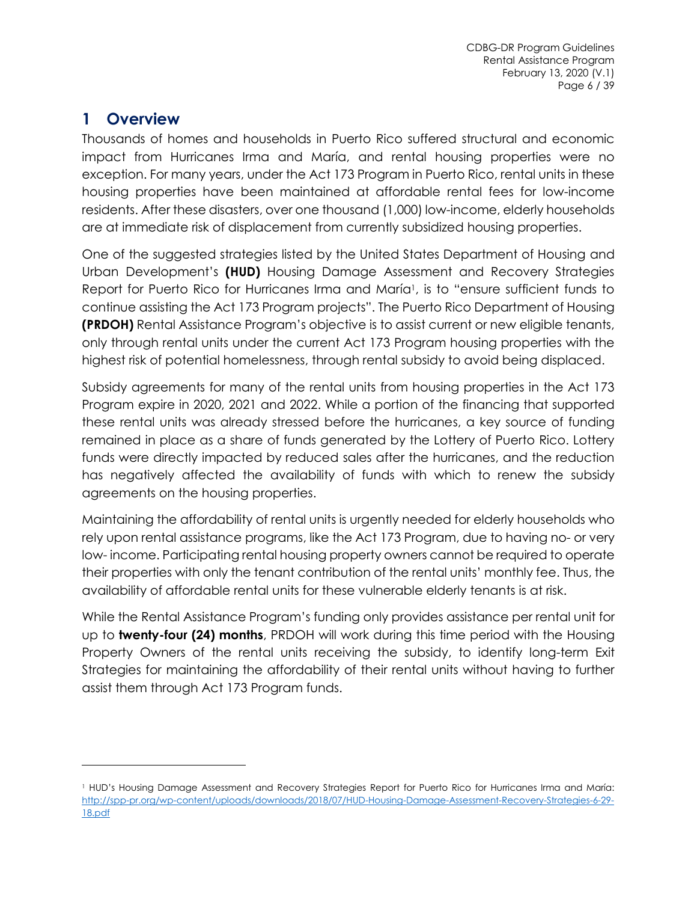# 1 Overview

Thousands of homes and households in Puerto Rico suffered structural and economic impact from Hurricanes Irma and María, and rental housing properties were no exception. For many years, under the Act 173 Program in Puerto Rico, rental units in these housing properties have been maintained at affordable rental fees for low-income residents. After these disasters, over one thousand (1,000) low-income, elderly households are at immediate risk of displacement from currently subsidized housing properties.

One of the suggested strategies listed by the United States Department of Housing and Urban Development's **(HUD)** Housing Damage Assessment and Recovery Strategies Report for Puerto Rico for Hurricanes Irma and María[1], is to "ensure sufficient funds to continue assisting the Act 173 Program projects". The Puerto Rico Department of Housing **(PRDOH)** Rental Assistance Program's objective is to assist current or new eligible tenants, only through rental units under the current Act 173 Program housing properties with the highest risk of potential homelessness, through rental subsidy to avoid being displaced.

Subsidy agreements for many of the rental units from housing properties in the Act 173 Program expire in 2020, 2021 and 2022. While a portion of the financing that supported these rental units was already stressed before the hurricanes, a key source of funding remained in place as a share of funds generated by the Lottery of Puerto Rico. Lottery funds were directly impacted by reduced sales after the hurricanes, and the reduction has negatively affected the availability of funds with which to renew the subsidy agreements on the housing properties.

Maintaining the affordability of rental units is urgently needed for elderly households who rely upon rental assistance programs, like the Act 173 Program, due to having no- or very low- income. Participating rental housing property owners cannot be required to operate their properties with only the tenant contribution of the rental units' monthly fee. Thus, the availability of affordable rental units for these vulnerable elderly tenants is at risk.

While the Rental Assistance Program's funding only provides assistance per rental unit for up to **twenty-four (24) months**, PRDOH will work during this time period with the Housing Property Owners of the rental units receiving the subsidy, to identify long-term Exit Strategies for maintaining the affordability of their rental units without having to further assist them through Act 173 Program funds.

---

[1] HUD's Housing Damage Assessment and Recovery Strategies Report for Puerto Rico for Hurricanes Irma and María: [http://spp-pr.org/wp-content/uploads/downloads/2018/07/HUD-Housing-Damage-Assessment-Recovery-Strategies-6-29-18.pdf](http://spp-pr.org/wp-content/uploads/downloads/2018/07/HUD-Housing-Damage-Assessment-Recovery-Strategies-6-29-18.pdf)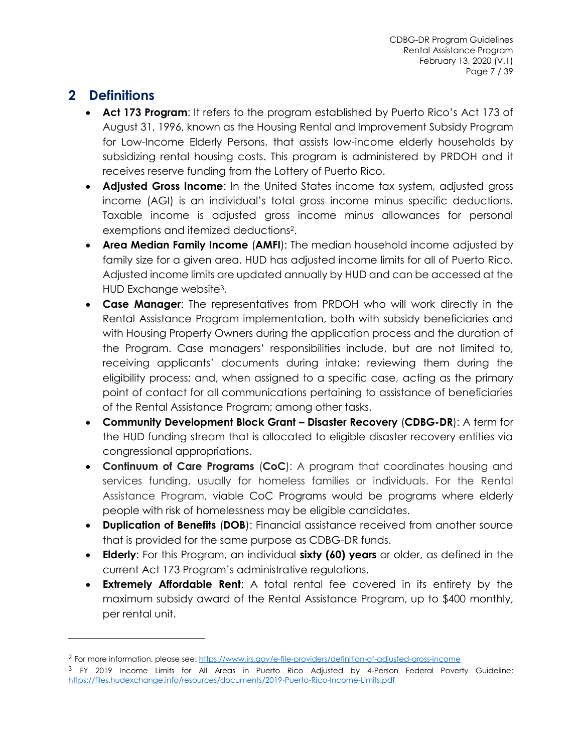## 2 Definitions

- **Act 173 Program**: It refers to the program established by Puerto Rico's Act 173 of August 31, 1996, known as the Housing Rental and Improvement Subsidy Program for Low-Income Elderly Persons, that assists low-income elderly households by subsidizing rental housing costs. This program is administered by PRDOH and it receives reserve funding from the Lottery of Puerto Rico.
- **Adjusted Gross Income**: In the United States income tax system, adjusted gross income (AGI) is an individual's total gross income minus specific deductions. Taxable income is adjusted gross income minus allowances for personal exemptions and itemized deductions[2].
- **Area Median Family Income** (**AMFI**): The median household income adjusted by family size for a given area. HUD has adjusted income limits for all of Puerto Rico. Adjusted income limits are updated annually by HUD and can be accessed at the HUD Exchange website[3].
- **Case Manager**: The representatives from PRDOH who will work directly in the Rental Assistance Program implementation, both with subsidy beneficiaries and with Housing Property Owners during the application process and the duration of the Program. Case managers' responsibilities include, but are not limited to, receiving applicants' documents during intake; reviewing them during the eligibility process; and, when assigned to a specific case, acting as the primary point of contact for all communications pertaining to assistance of beneficiaries of the Rental Assistance Program; among other tasks.
- **Community Development Block Grant – Disaster Recovery** (**CDBG-DR**): A term for the HUD funding stream that is allocated to eligible disaster recovery entities via congressional appropriations.
- **Continuum of Care Programs** (**CoC**): A program that coordinates housing and services funding, usually for homeless families or individuals. For the Rental Assistance Program, viable CoC Programs would be programs where elderly people with risk of homelessness may be eligible candidates.
- **Duplication of Benefits** (**DOB**): Financial assistance received from another source that is provided for the same purpose as CDBG-DR funds.
- **Elderly**: For this Program, an individual **sixty (60) years** or older, as defined in the current Act 173 Program's administrative regulations.
- **Extremely Affordable Rent**: A total rental fee covered in its entirety by the maximum subsidy award of the Rental Assistance Program, up to $400 monthly, per rental unit.

---

[2] For more information, please see: https://www.irs.gov/e-file-providers/definition-of-adjusted-gross-income

[3] FY 2019 Income Limits for All Areas in Puerto Rico Adjusted by 4-Person Federal Poverty Guideline: https://files.hudexchange.info/resources/documents/2019-Puerto-Rico-Income-Limits.pdf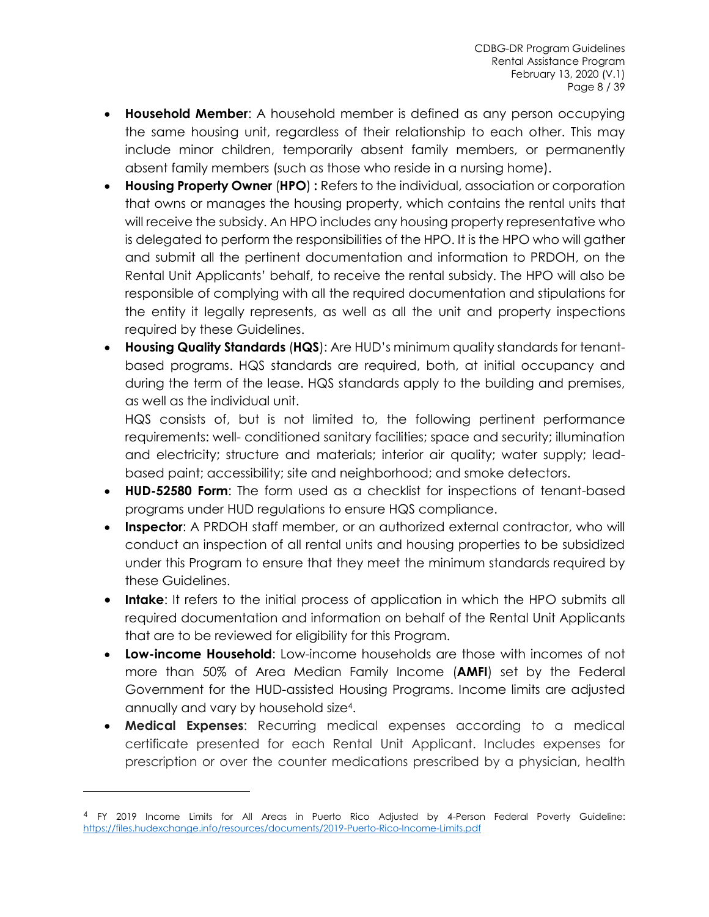- **Household Member**: A household member is defined as any person occupying the same housing unit, regardless of their relationship to each other. This may include minor children, temporarily absent family members, or permanently absent family members (such as those who reside in a nursing home).
- **Housing Property Owner** (**HPO**) **:** Refers to the individual, association or corporation that owns or manages the housing property, which contains the rental units that will receive the subsidy. An HPO includes any housing property representative who is delegated to perform the responsibilities of the HPO. It is the HPO who will gather and submit all the pertinent documentation and information to PRDOH, on the Rental Unit Applicants' behalf, to receive the rental subsidy. The HPO will also be responsible of complying with all the required documentation and stipulations for the entity it legally represents, as well as all the unit and property inspections required by these Guidelines.
- **Housing Quality Standards** (**HQS**): Are HUD's minimum quality standards for tenant-based programs. HQS standards are required, both, at initial occupancy and during the term of the lease. HQS standards apply to the building and premises, as well as the individual unit.

  HQS consists of, but is not limited to, the following pertinent performance requirements: well- conditioned sanitary facilities; space and security; illumination and electricity; structure and materials; interior air quality; water supply; lead-based paint; accessibility; site and neighborhood; and smoke detectors.
- **HUD-52580 Form**: The form used as a checklist for inspections of tenant-based programs under HUD regulations to ensure HQS compliance.
- **Inspector**: A PRDOH staff member, or an authorized external contractor, who will conduct an inspection of all rental units and housing properties to be subsidized under this Program to ensure that they meet the minimum standards required by these Guidelines.
- **Intake**: It refers to the initial process of application in which the HPO submits all required documentation and information on behalf of the Rental Unit Applicants that are to be reviewed for eligibility for this Program.
- **Low-income Household**: Low-income households are those with incomes of not more than 50% of Area Median Family Income (**AMFI**) set by the Federal Government for the HUD-assisted Housing Programs. Income limits are adjusted annually and vary by household size[4].
- **Medical Expenses**: Recurring medical expenses according to a medical certificate presented for each Rental Unit Applicant. Includes expenses for prescription or over the counter medications prescribed by a physician, health

---

[4] FY 2019 Income Limits for All Areas in Puerto Rico Adjusted by 4-Person Federal Poverty Guideline: https://files.hudexchange.info/resources/documents/2019-Puerto-Rico-Income-Limits.pdf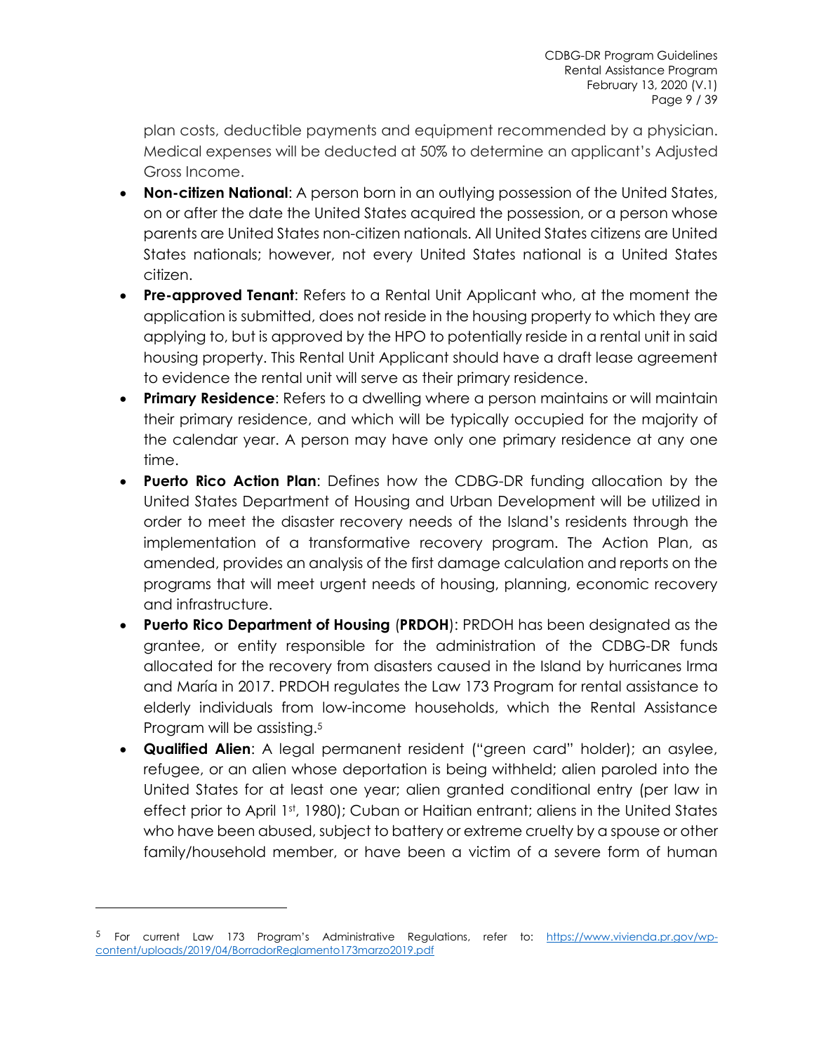plan costs, deductible payments and equipment recommended by a physician. Medical expenses will be deducted at 50% to determine an applicant's Adjusted Gross Income.

- **Non-citizen National**: A person born in an outlying possession of the United States, on or after the date the United States acquired the possession, or a person whose parents are United States non-citizen nationals. All United States citizens are United States nationals; however, not every United States national is a United States citizen.
- **Pre-approved Tenant**: Refers to a Rental Unit Applicant who, at the moment the application is submitted, does not reside in the housing property to which they are applying to, but is approved by the HPO to potentially reside in a rental unit in said housing property. This Rental Unit Applicant should have a draft lease agreement to evidence the rental unit will serve as their primary residence.
- **Primary Residence**: Refers to a dwelling where a person maintains or will maintain their primary residence, and which will be typically occupied for the majority of the calendar year. A person may have only one primary residence at any one time.
- **Puerto Rico Action Plan**: Defines how the CDBG-DR funding allocation by the United States Department of Housing and Urban Development will be utilized in order to meet the disaster recovery needs of the Island's residents through the implementation of a transformative recovery program. The Action Plan, as amended, provides an analysis of the first damage calculation and reports on the programs that will meet urgent needs of housing, planning, economic recovery and infrastructure.
- **Puerto Rico Department of Housing** (**PRDOH**): PRDOH has been designated as the grantee, or entity responsible for the administration of the CDBG-DR funds allocated for the recovery from disasters caused in the Island by hurricanes Irma and María in 2017. PRDOH regulates the Law 173 Program for rental assistance to elderly individuals from low-income households, which the Rental Assistance Program will be assisting.[5]
- **Qualified Alien**: A legal permanent resident ("green card" holder); an asylee, refugee, or an alien whose deportation is being withheld; alien paroled into the United States for at least one year; alien granted conditional entry (per law in effect prior to April 1st, 1980); Cuban or Haitian entrant; aliens in the United States who have been abused, subject to battery or extreme cruelty by a spouse or other family/household member, or have been a victim of a severe form of human

---

[5] For current Law 173 Program's Administrative Regulations, refer to: https://www.vivienda.pr.gov/wp-content/uploads/2019/04/BorradorReglamento173marzo2019.pdf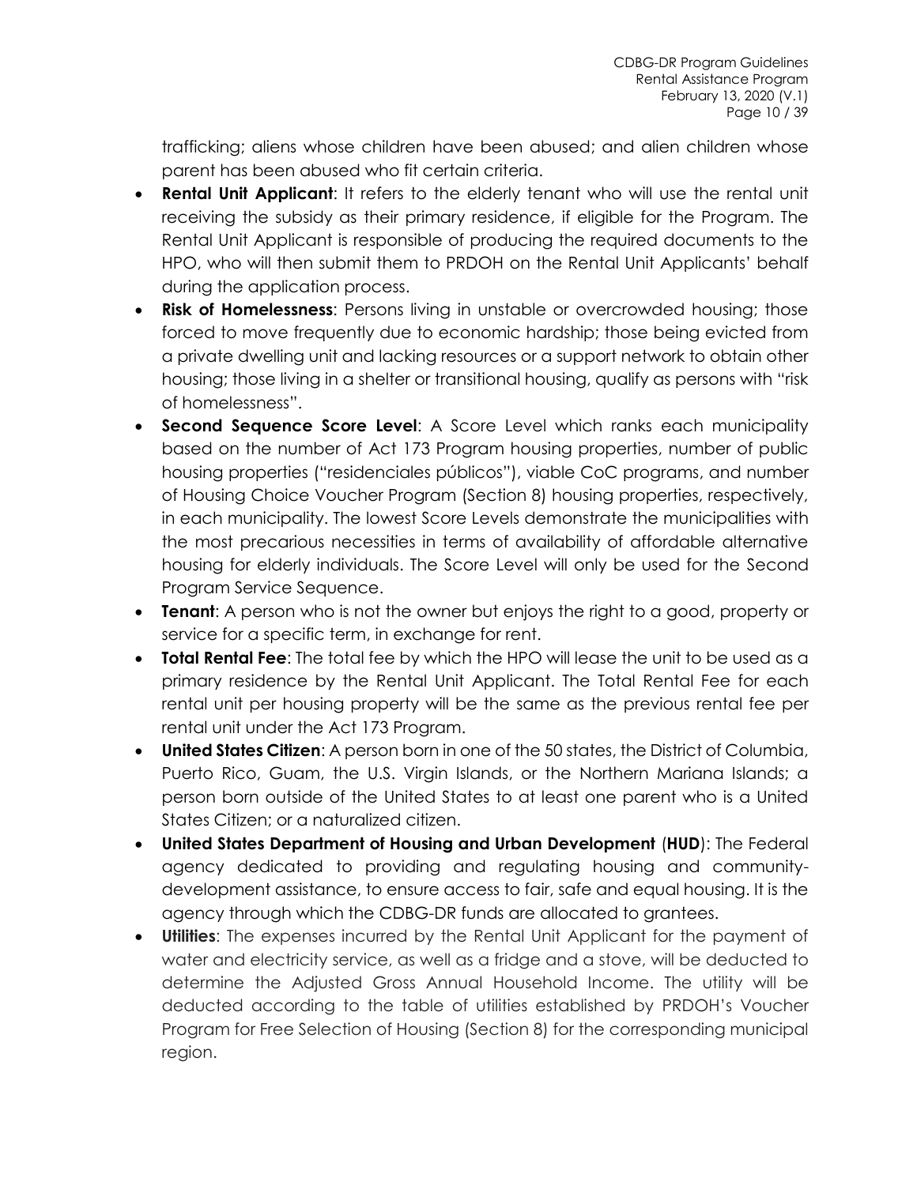trafficking; aliens whose children have been abused; and alien children whose parent has been abused who fit certain criteria.

- **Rental Unit Applicant**: It refers to the elderly tenant who will use the rental unit receiving the subsidy as their primary residence, if eligible for the Program. The Rental Unit Applicant is responsible of producing the required documents to the HPO, who will then submit them to PRDOH on the Rental Unit Applicants' behalf during the application process.
- **Risk of Homelessness**: Persons living in unstable or overcrowded housing; those forced to move frequently due to economic hardship; those being evicted from a private dwelling unit and lacking resources or a support network to obtain other housing; those living in a shelter or transitional housing, qualify as persons with "risk of homelessness".
- **Second Sequence Score Level**: A Score Level which ranks each municipality based on the number of Act 173 Program housing properties, number of public housing properties ("residenciales públicos"), viable CoC programs, and number of Housing Choice Voucher Program (Section 8) housing properties, respectively, in each municipality. The lowest Score Levels demonstrate the municipalities with the most precarious necessities in terms of availability of affordable alternative housing for elderly individuals. The Score Level will only be used for the Second Program Service Sequence.
- **Tenant**: A person who is not the owner but enjoys the right to a good, property or service for a specific term, in exchange for rent.
- **Total Rental Fee**: The total fee by which the HPO will lease the unit to be used as a primary residence by the Rental Unit Applicant. The Total Rental Fee for each rental unit per housing property will be the same as the previous rental fee per rental unit under the Act 173 Program.
- **United States Citizen**: A person born in one of the 50 states, the District of Columbia, Puerto Rico, Guam, the U.S. Virgin Islands, or the Northern Mariana Islands; a person born outside of the United States to at least one parent who is a United States Citizen; or a naturalized citizen.
- **United States Department of Housing and Urban Development** (**HUD**): The Federal agency dedicated to providing and regulating housing and community-development assistance, to ensure access to fair, safe and equal housing. It is the agency through which the CDBG-DR funds are allocated to grantees.
- **Utilities**: The expenses incurred by the Rental Unit Applicant for the payment of water and electricity service, as well as a fridge and a stove, will be deducted to determine the Adjusted Gross Annual Household Income. The utility will be deducted according to the table of utilities established by PRDOH's Voucher Program for Free Selection of Housing (Section 8) for the corresponding municipal region.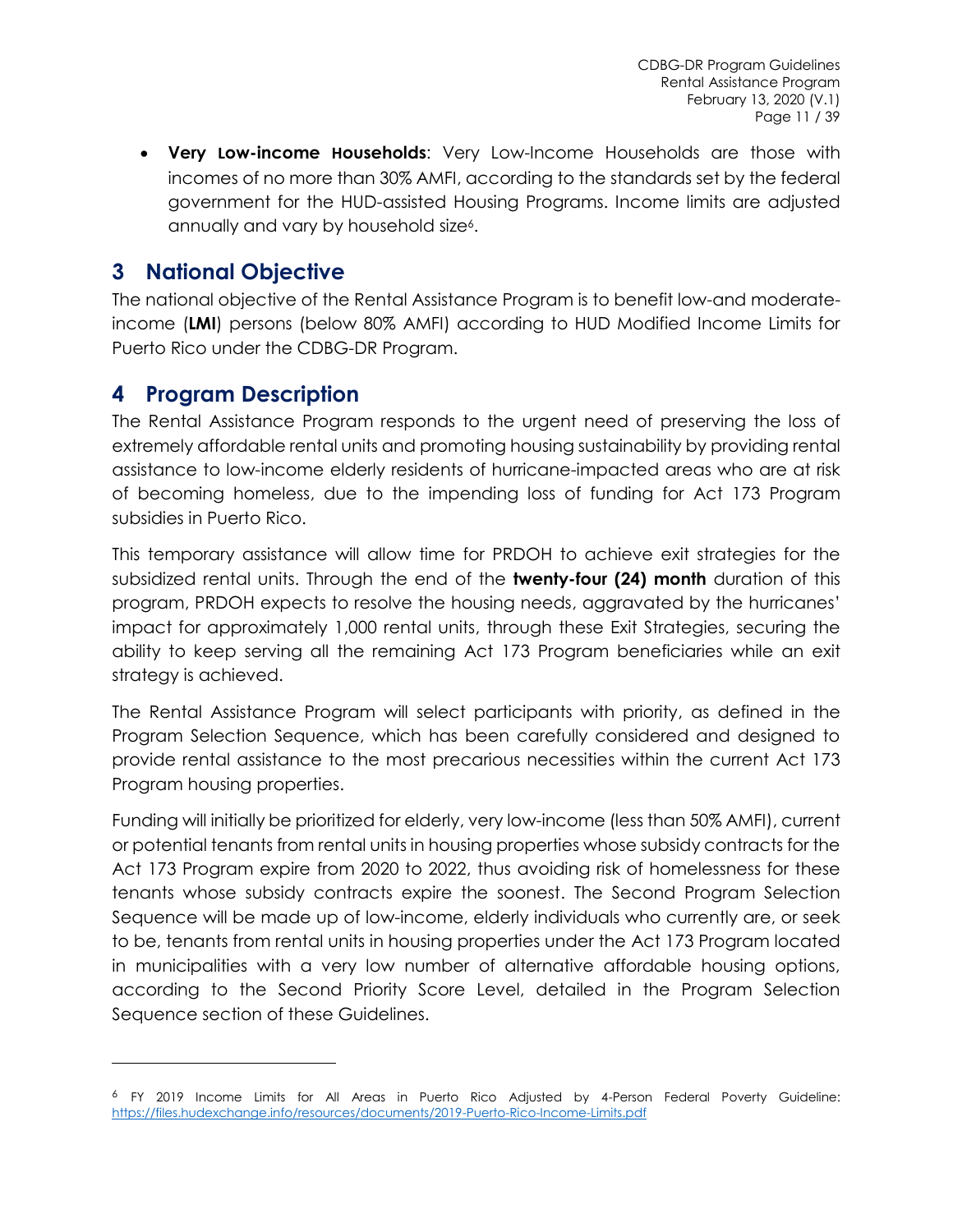- **Very Low-income Households**: Very Low-Income Households are those with incomes of no more than 30% AMFI, according to the standards set by the federal government for the HUD-assisted Housing Programs. Income limits are adjusted annually and vary by household size[6].

# 3 National Objective

The national objective of the Rental Assistance Program is to benefit low-and moderate-income (**LMI**) persons (below 80% AMFI) according to HUD Modified Income Limits for Puerto Rico under the CDBG-DR Program.

# 4 Program Description

The Rental Assistance Program responds to the urgent need of preserving the loss of extremely affordable rental units and promoting housing sustainability by providing rental assistance to low-income elderly residents of hurricane-impacted areas who are at risk of becoming homeless, due to the impending loss of funding for Act 173 Program subsidies in Puerto Rico.

This temporary assistance will allow time for PRDOH to achieve exit strategies for the subsidized rental units. Through the end of the **twenty-four (24) month** duration of this program, PRDOH expects to resolve the housing needs, aggravated by the hurricanes' impact for approximately 1,000 rental units, through these Exit Strategies, securing the ability to keep serving all the remaining Act 173 Program beneficiaries while an exit strategy is achieved.

The Rental Assistance Program will select participants with priority, as defined in the Program Selection Sequence, which has been carefully considered and designed to provide rental assistance to the most precarious necessities within the current Act 173 Program housing properties.

Funding will initially be prioritized for elderly, very low-income (less than 50% AMFI), current or potential tenants from rental units in housing properties whose subsidy contracts for the Act 173 Program expire from 2020 to 2022, thus avoiding risk of homelessness for these tenants whose subsidy contracts expire the soonest. The Second Program Selection Sequence will be made up of low-income, elderly individuals who currently are, or seek to be, tenants from rental units in housing properties under the Act 173 Program located in municipalities with a very low number of alternative affordable housing options, according to the Second Priority Score Level, detailed in the Program Selection Sequence section of these Guidelines.

---

[6] FY 2019 Income Limits for All Areas in Puerto Rico Adjusted by 4-Person Federal Poverty Guideline: https://files.hudexchange.info/resources/documents/2019-Puerto-Rico-Income-Limits.pdf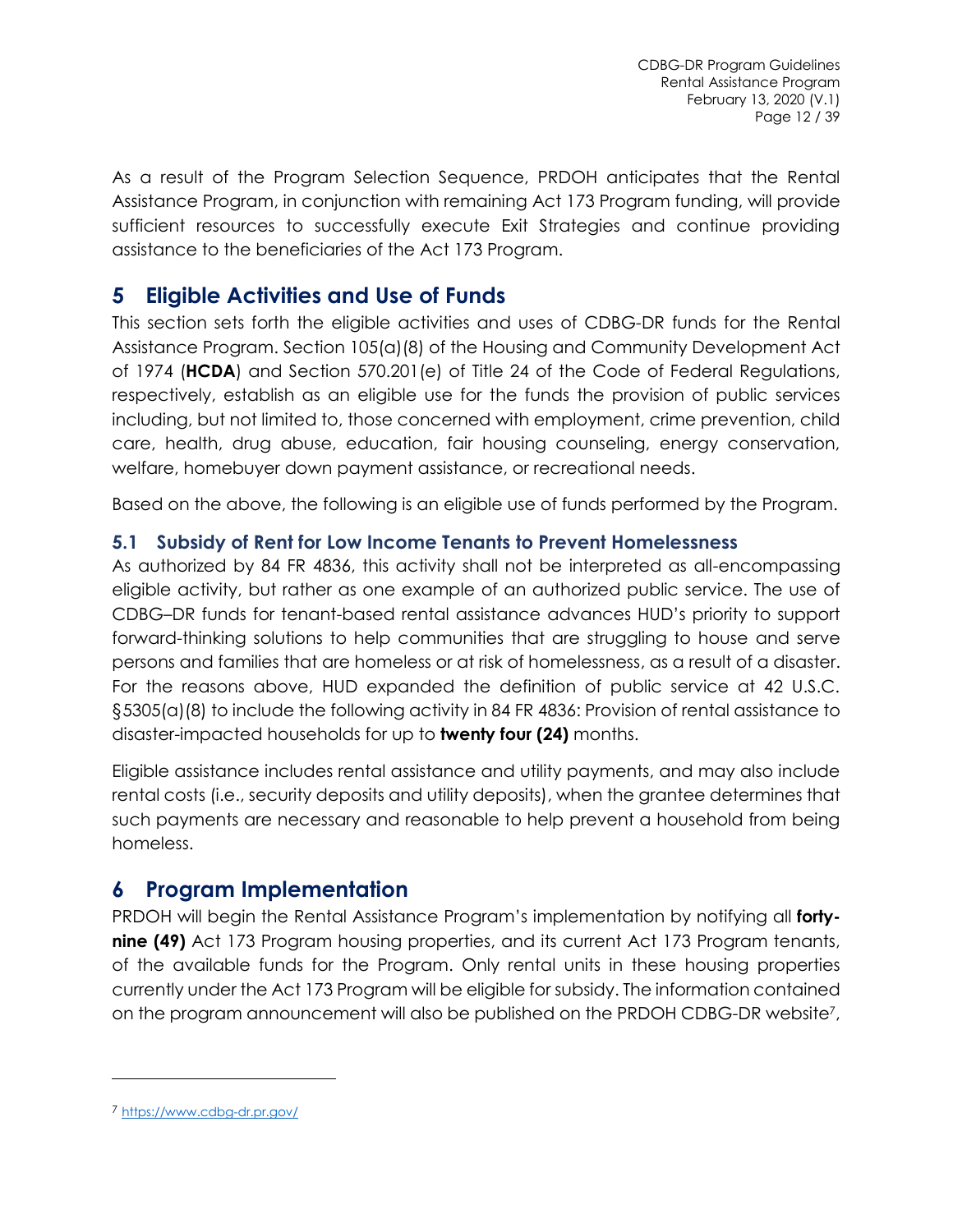As a result of the Program Selection Sequence, PRDOH anticipates that the Rental Assistance Program, in conjunction with remaining Act 173 Program funding, will provide sufficient resources to successfully execute Exit Strategies and continue providing assistance to the beneficiaries of the Act 173 Program.

# 5 Eligible Activities and Use of Funds

This section sets forth the eligible activities and uses of CDBG-DR funds for the Rental Assistance Program. Section 105(a)(8) of the Housing and Community Development Act of 1974 (**HCDA**) and Section 570.201(e) of Title 24 of the Code of Federal Regulations, respectively, establish as an eligible use for the funds the provision of public services including, but not limited to, those concerned with employment, crime prevention, child care, health, drug abuse, education, fair housing counseling, energy conservation, welfare, homebuyer down payment assistance, or recreational needs.

Based on the above, the following is an eligible use of funds performed by the Program.

## 5.1 Subsidy of Rent for Low Income Tenants to Prevent Homelessness

As authorized by 84 FR 4836, this activity shall not be interpreted as all-encompassing eligible activity, but rather as one example of an authorized public service. The use of CDBG–DR funds for tenant-based rental assistance advances HUD's priority to support forward-thinking solutions to help communities that are struggling to house and serve persons and families that are homeless or at risk of homelessness, as a result of a disaster. For the reasons above, HUD expanded the definition of public service at 42 U.S.C. §5305(a)(8) to include the following activity in 84 FR 4836: Provision of rental assistance to disaster-impacted households for up to **twenty four (24)** months.

Eligible assistance includes rental assistance and utility payments, and may also include rental costs (i.e., security deposits and utility deposits), when the grantee determines that such payments are necessary and reasonable to help prevent a household from being homeless.

# 6 Program Implementation

PRDOH will begin the Rental Assistance Program's implementation by notifying all **forty-nine (49)** Act 173 Program housing properties, and its current Act 173 Program tenants, of the available funds for the Program. Only rental units in these housing properties currently under the Act 173 Program will be eligible for subsidy. The information contained on the program announcement will also be published on the PRDOH CDBG-DR website[7],

[7] https://www.cdbg-dr.pr.gov/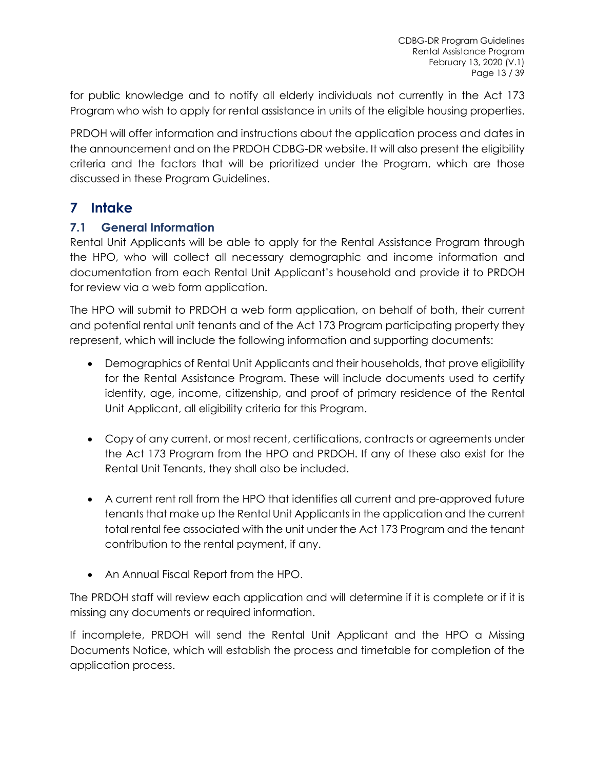for public knowledge and to notify all elderly individuals not currently in the Act 173 Program who wish to apply for rental assistance in units of the eligible housing properties.

PRDOH will offer information and instructions about the application process and dates in the announcement and on the PRDOH CDBG-DR website. It will also present the eligibility criteria and the factors that will be prioritized under the Program, which are those discussed in these Program Guidelines.

# 7 Intake

## 7.1 General Information

Rental Unit Applicants will be able to apply for the Rental Assistance Program through the HPO, who will collect all necessary demographic and income information and documentation from each Rental Unit Applicant's household and provide it to PRDOH for review via a web form application.

The HPO will submit to PRDOH a web form application, on behalf of both, their current and potential rental unit tenants and of the Act 173 Program participating property they represent, which will include the following information and supporting documents:

- Demographics of Rental Unit Applicants and their households, that prove eligibility for the Rental Assistance Program. These will include documents used to certify identity, age, income, citizenship, and proof of primary residence of the Rental Unit Applicant, all eligibility criteria for this Program.
- Copy of any current, or most recent, certifications, contracts or agreements under the Act 173 Program from the HPO and PRDOH. If any of these also exist for the Rental Unit Tenants, they shall also be included.
- A current rent roll from the HPO that identifies all current and pre-approved future tenants that make up the Rental Unit Applicants in the application and the current total rental fee associated with the unit under the Act 173 Program and the tenant contribution to the rental payment, if any.
- An Annual Fiscal Report from the HPO.

The PRDOH staff will review each application and will determine if it is complete or if it is missing any documents or required information.

If incomplete, PRDOH will send the Rental Unit Applicant and the HPO a Missing Documents Notice, which will establish the process and timetable for completion of the application process.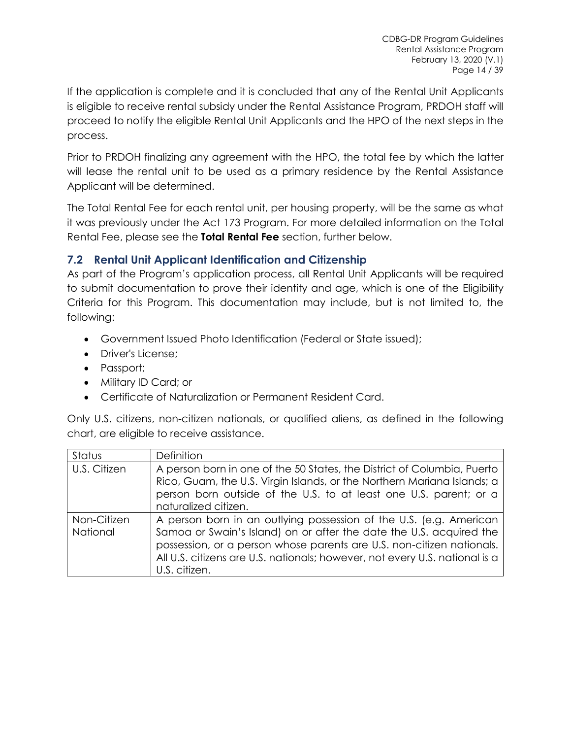If the application is complete and it is concluded that any of the Rental Unit Applicants is eligible to receive rental subsidy under the Rental Assistance Program, PRDOH staff will proceed to notify the eligible Rental Unit Applicants and the HPO of the next steps in the process.

Prior to PRDOH finalizing any agreement with the HPO, the total fee by which the latter will lease the rental unit to be used as a primary residence by the Rental Assistance Applicant will be determined.

The Total Rental Fee for each rental unit, per housing property, will be the same as what it was previously under the Act 173 Program. For more detailed information on the Total Rental Fee, please see the **Total Rental Fee** section, further below.

## 7.2 Rental Unit Applicant Identification and Citizenship

As part of the Program's application process, all Rental Unit Applicants will be required to submit documentation to prove their identity and age, which is one of the Eligibility Criteria for this Program. This documentation may include, but is not limited to, the following:

- Government Issued Photo Identification (Federal or State issued);
- Driver's License;
- Passport;
- Military ID Card; or
- Certificate of Naturalization or Permanent Resident Card.

Only U.S. citizens, non-citizen nationals, or qualified aliens, as defined in the following chart, are eligible to receive assistance.

| Status | Definition |
| --- | --- |
| U.S. Citizen | A person born in one of the 50 States, the District of Columbia, Puerto Rico, Guam, the U.S. Virgin Islands, or the Northern Mariana Islands; a person born outside of the U.S. to at least one U.S. parent; or a naturalized citizen. |
| Non-Citizen National | A person born in an outlying possession of the U.S. (e.g. American Samoa or Swain's Island) on or after the date the U.S. acquired the possession, or a person whose parents are U.S. non-citizen nationals. All U.S. citizens are U.S. nationals; however, not every U.S. national is a U.S. citizen. |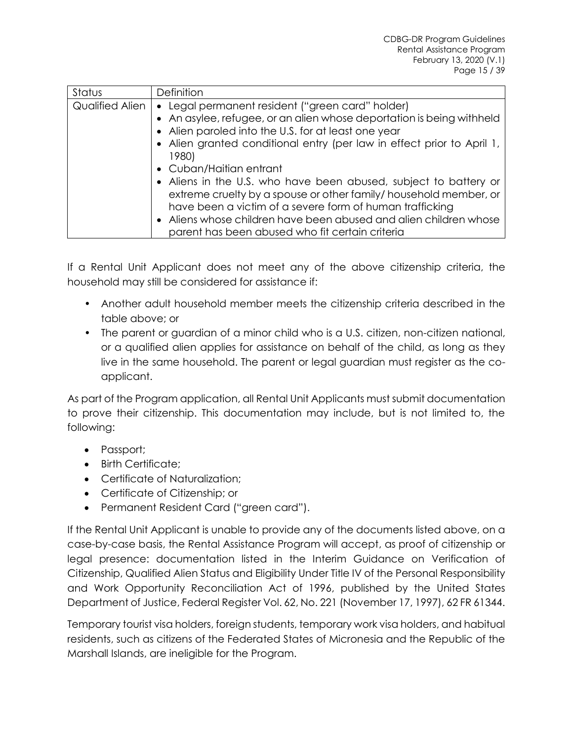| Status | Definition |
| --- | --- |
| Qualified Alien | • Legal permanent resident ("green card" holder)<br>• An asylee, refugee, or an alien whose deportation is being withheld<br>• Alien paroled into the U.S. for at least one year<br>• Alien granted conditional entry (per law in effect prior to April 1, 1980)<br>• Cuban/Haitian entrant<br>• Aliens in the U.S. who have been abused, subject to battery or extreme cruelty by a spouse or other family/ household member, or have been a victim of a severe form of human trafficking<br>• Aliens whose children have been abused and alien children whose parent has been abused who fit certain criteria |

If a Rental Unit Applicant does not meet any of the above citizenship criteria, the household may still be considered for assistance if:

- Another adult household member meets the citizenship criteria described in the table above; or
- The parent or guardian of a minor child who is a U.S. citizen, non-citizen national, or a qualified alien applies for assistance on behalf of the child, as long as they live in the same household. The parent or legal guardian must register as the co-applicant.

As part of the Program application, all Rental Unit Applicants must submit documentation to prove their citizenship. This documentation may include, but is not limited to, the following:

- Passport;
- Birth Certificate;
- Certificate of Naturalization;
- Certificate of Citizenship; or
- Permanent Resident Card ("green card").

If the Rental Unit Applicant is unable to provide any of the documents listed above, on a case-by-case basis, the Rental Assistance Program will accept, as proof of citizenship or legal presence: documentation listed in the Interim Guidance on Verification of Citizenship, Qualified Alien Status and Eligibility Under Title IV of the Personal Responsibility and Work Opportunity Reconciliation Act of 1996, published by the United States Department of Justice, Federal Register Vol. 62, No. 221 (November 17, 1997), 62 FR 61344.

Temporary tourist visa holders, foreign students, temporary work visa holders, and habitual residents, such as citizens of the Federated States of Micronesia and the Republic of the Marshall Islands, are ineligible for the Program.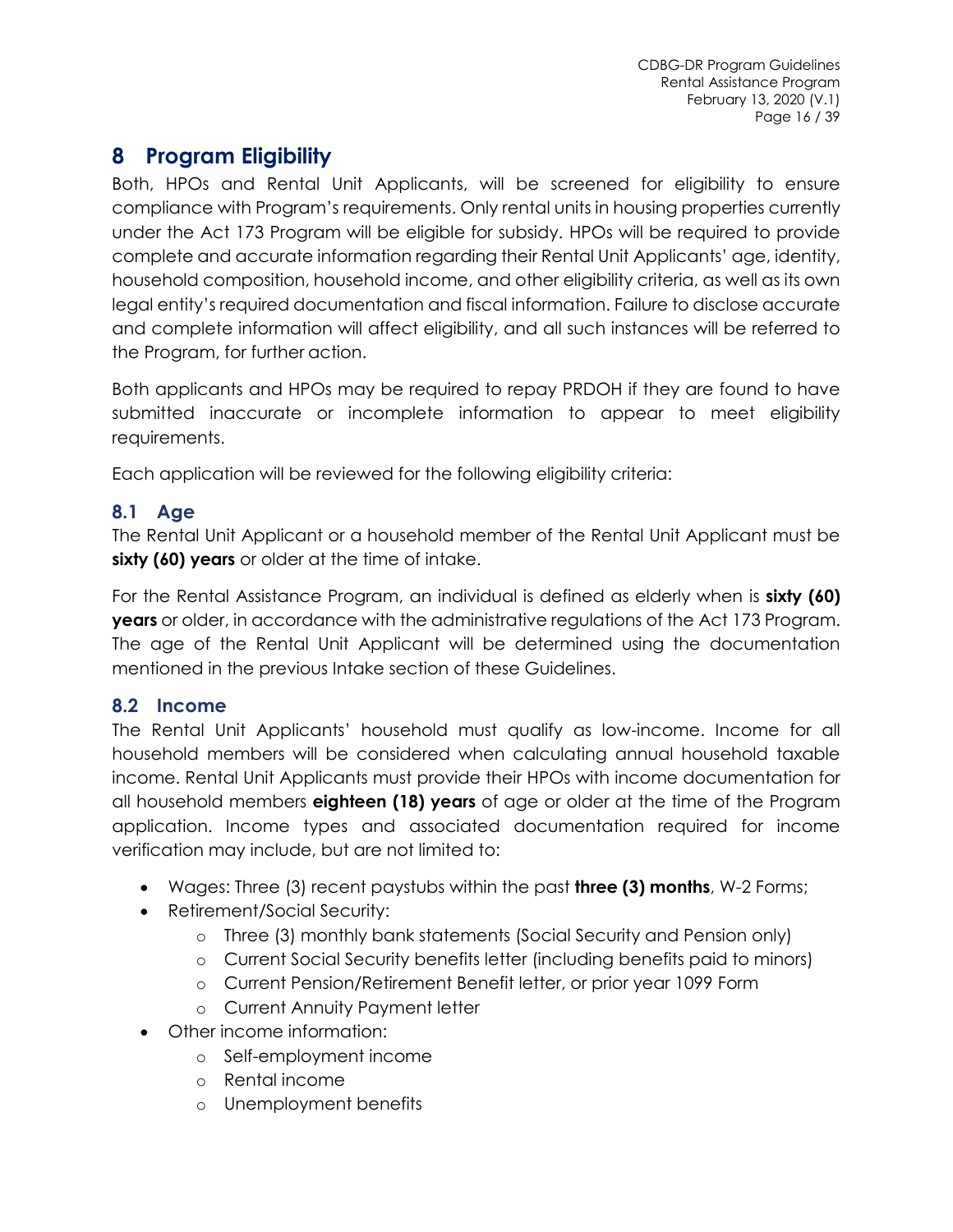# 8 Program Eligibility

Both, HPOs and Rental Unit Applicants, will be screened for eligibility to ensure compliance with Program's requirements. Only rental units in housing properties currently under the Act 173 Program will be eligible for subsidy. HPOs will be required to provide complete and accurate information regarding their Rental Unit Applicants' age, identity, household composition, household income, and other eligibility criteria, as well as its own legal entity's required documentation and fiscal information. Failure to disclose accurate and complete information will affect eligibility, and all such instances will be referred to the Program, for further action.

Both applicants and HPOs may be required to repay PRDOH if they are found to have submitted inaccurate or incomplete information to appear to meet eligibility requirements.

Each application will be reviewed for the following eligibility criteria:

## 8.1 Age

The Rental Unit Applicant or a household member of the Rental Unit Applicant must be **sixty (60) years** or older at the time of intake.

For the Rental Assistance Program, an individual is defined as elderly when is **sixty (60) years** or older, in accordance with the administrative regulations of the Act 173 Program. The age of the Rental Unit Applicant will be determined using the documentation mentioned in the previous Intake section of these Guidelines.

## 8.2 Income

The Rental Unit Applicants' household must qualify as low-income. Income for all household members will be considered when calculating annual household taxable income. Rental Unit Applicants must provide their HPOs with income documentation for all household members **eighteen (18) years** of age or older at the time of the Program application. Income types and associated documentation required for income verification may include, but are not limited to:

- Wages: Three (3) recent paystubs within the past **three (3) months**, W-2 Forms;
- Retirement/Social Security:
  - Three (3) monthly bank statements (Social Security and Pension only)
  - Current Social Security benefits letter (including benefits paid to minors)
  - Current Pension/Retirement Benefit letter, or prior year 1099 Form
  - Current Annuity Payment letter
- Other income information:
  - Self-employment income
  - Rental income
  - Unemployment benefits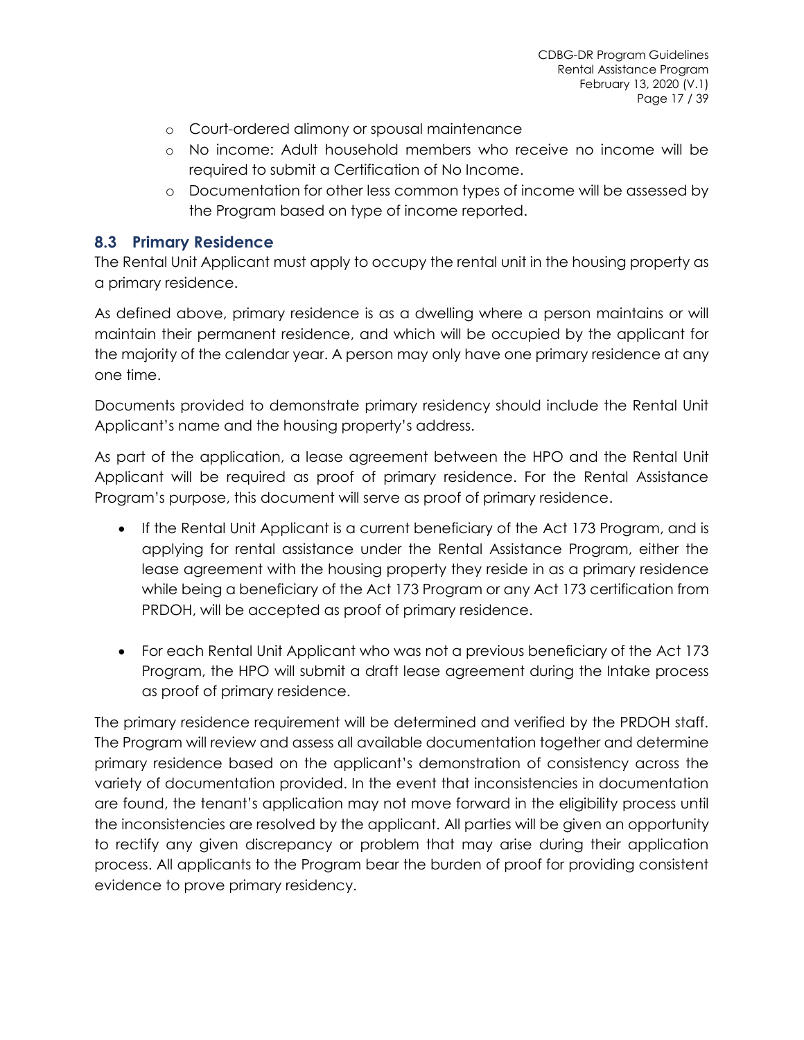- Court-ordered alimony or spousal maintenance
- No income: Adult household members who receive no income will be required to submit a Certification of No Income.
- Documentation for other less common types of income will be assessed by the Program based on type of income reported.

## 8.3 Primary Residence

The Rental Unit Applicant must apply to occupy the rental unit in the housing property as a primary residence.

As defined above, primary residence is as a dwelling where a person maintains or will maintain their permanent residence, and which will be occupied by the applicant for the majority of the calendar year. A person may only have one primary residence at any one time.

Documents provided to demonstrate primary residency should include the Rental Unit Applicant's name and the housing property's address.

As part of the application, a lease agreement between the HPO and the Rental Unit Applicant will be required as proof of primary residence. For the Rental Assistance Program's purpose, this document will serve as proof of primary residence.

- If the Rental Unit Applicant is a current beneficiary of the Act 173 Program, and is applying for rental assistance under the Rental Assistance Program, either the lease agreement with the housing property they reside in as a primary residence while being a beneficiary of the Act 173 Program or any Act 173 certification from PRDOH, will be accepted as proof of primary residence.

- For each Rental Unit Applicant who was not a previous beneficiary of the Act 173 Program, the HPO will submit a draft lease agreement during the Intake process as proof of primary residence.

The primary residence requirement will be determined and verified by the PRDOH staff. The Program will review and assess all available documentation together and determine primary residence based on the applicant's demonstration of consistency across the variety of documentation provided. In the event that inconsistencies in documentation are found, the tenant's application may not move forward in the eligibility process until the inconsistencies are resolved by the applicant. All parties will be given an opportunity to rectify any given discrepancy or problem that may arise during their application process. All applicants to the Program bear the burden of proof for providing consistent evidence to prove primary residency.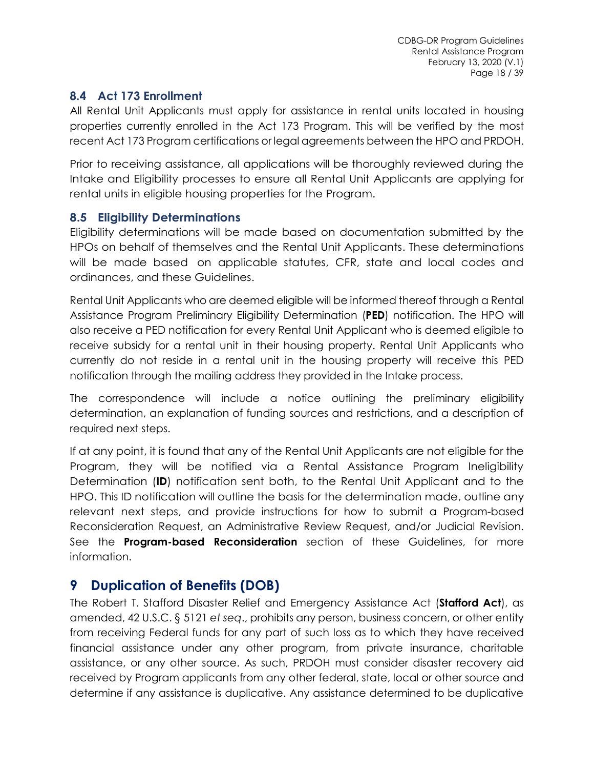## 8.4 Act 173 Enrollment

All Rental Unit Applicants must apply for assistance in rental units located in housing properties currently enrolled in the Act 173 Program. This will be verified by the most recent Act 173 Program certifications or legal agreements between the HPO and PRDOH.

Prior to receiving assistance, all applications will be thoroughly reviewed during the Intake and Eligibility processes to ensure all Rental Unit Applicants are applying for rental units in eligible housing properties for the Program.

## 8.5 Eligibility Determinations

Eligibility determinations will be made based on documentation submitted by the HPOs on behalf of themselves and the Rental Unit Applicants. These determinations will be made based on applicable statutes, CFR, state and local codes and ordinances, and these Guidelines.

Rental Unit Applicants who are deemed eligible will be informed thereof through a Rental Assistance Program Preliminary Eligibility Determination (**PED**) notification. The HPO will also receive a PED notification for every Rental Unit Applicant who is deemed eligible to receive subsidy for a rental unit in their housing property. Rental Unit Applicants who currently do not reside in a rental unit in the housing property will receive this PED notification through the mailing address they provided in the Intake process.

The correspondence will include a notice outlining the preliminary eligibility determination, an explanation of funding sources and restrictions, and a description of required next steps.

If at any point, it is found that any of the Rental Unit Applicants are not eligible for the Program, they will be notified via a Rental Assistance Program Ineligibility Determination (**ID**) notification sent both, to the Rental Unit Applicant and to the HPO. This ID notification will outline the basis for the determination made, outline any relevant next steps, and provide instructions for how to submit a Program-based Reconsideration Request, an Administrative Review Request, and/or Judicial Revision. See the **Program-based Reconsideration** section of these Guidelines, for more information.

# 9 Duplication of Benefits (DOB)

The Robert T. Stafford Disaster Relief and Emergency Assistance Act (**Stafford Act**), as amended, 42 U.S.C. § 5121 *et seq*., prohibits any person, business concern, or other entity from receiving Federal funds for any part of such loss as to which they have received financial assistance under any other program, from private insurance, charitable assistance, or any other source. As such, PRDOH must consider disaster recovery aid received by Program applicants from any other federal, state, local or other source and determine if any assistance is duplicative. Any assistance determined to be duplicative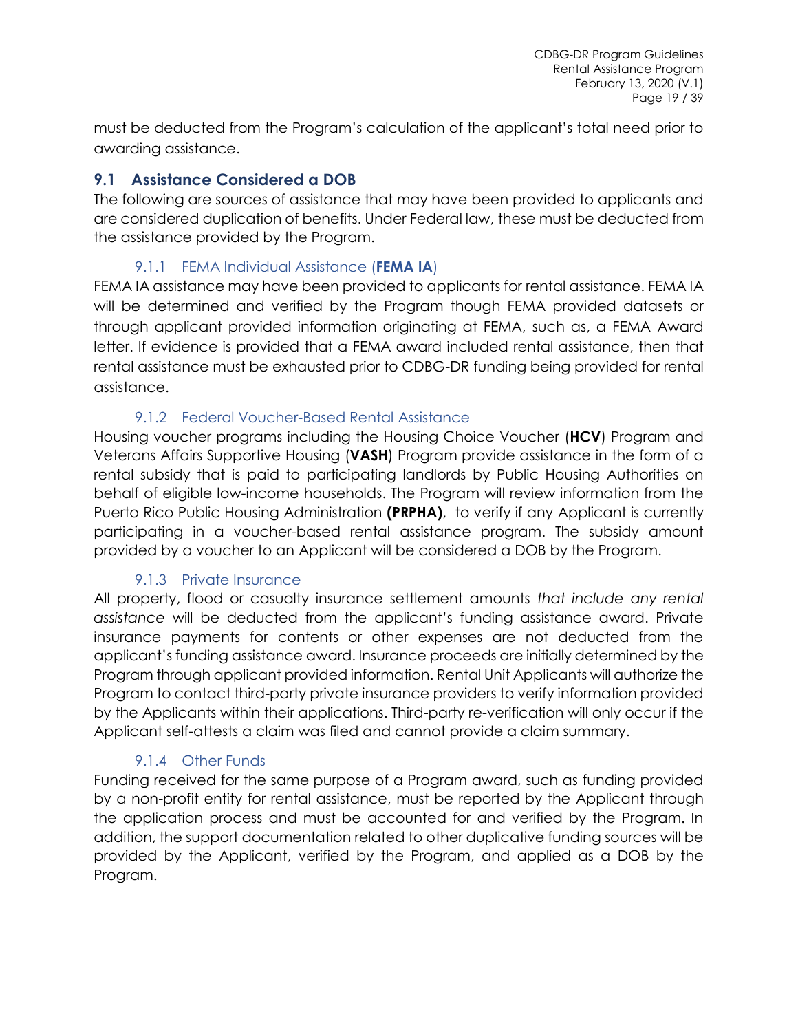must be deducted from the Program's calculation of the applicant's total need prior to awarding assistance.

## 9.1 Assistance Considered a DOB

The following are sources of assistance that may have been provided to applicants and are considered duplication of benefits. Under Federal law, these must be deducted from the assistance provided by the Program.

### 9.1.1 FEMA Individual Assistance (**FEMA IA**)

FEMA IA assistance may have been provided to applicants for rental assistance. FEMA IA will be determined and verified by the Program though FEMA provided datasets or through applicant provided information originating at FEMA, such as, a FEMA Award letter. If evidence is provided that a FEMA award included rental assistance, then that rental assistance must be exhausted prior to CDBG-DR funding being provided for rental assistance.

### 9.1.2 Federal Voucher-Based Rental Assistance

Housing voucher programs including the Housing Choice Voucher (**HCV**) Program and Veterans Affairs Supportive Housing (**VASH**) Program provide assistance in the form of a rental subsidy that is paid to participating landlords by Public Housing Authorities on behalf of eligible low-income households. The Program will review information from the Puerto Rico Public Housing Administration **(PRPHA)**, to verify if any Applicant is currently participating in a voucher-based rental assistance program. The subsidy amount provided by a voucher to an Applicant will be considered a DOB by the Program.

### 9.1.3 Private Insurance

All property, flood or casualty insurance settlement amounts *that include any rental assistance* will be deducted from the applicant's funding assistance award. Private insurance payments for contents or other expenses are not deducted from the applicant's funding assistance award. Insurance proceeds are initially determined by the Program through applicant provided information. Rental Unit Applicants will authorize the Program to contact third-party private insurance providers to verify information provided by the Applicants within their applications. Third-party re-verification will only occur if the Applicant self-attests a claim was filed and cannot provide a claim summary.

### 9.1.4 Other Funds

Funding received for the same purpose of a Program award, such as funding provided by a non-profit entity for rental assistance, must be reported by the Applicant through the application process and must be accounted for and verified by the Program. In addition, the support documentation related to other duplicative funding sources will be provided by the Applicant, verified by the Program, and applied as a DOB by the Program.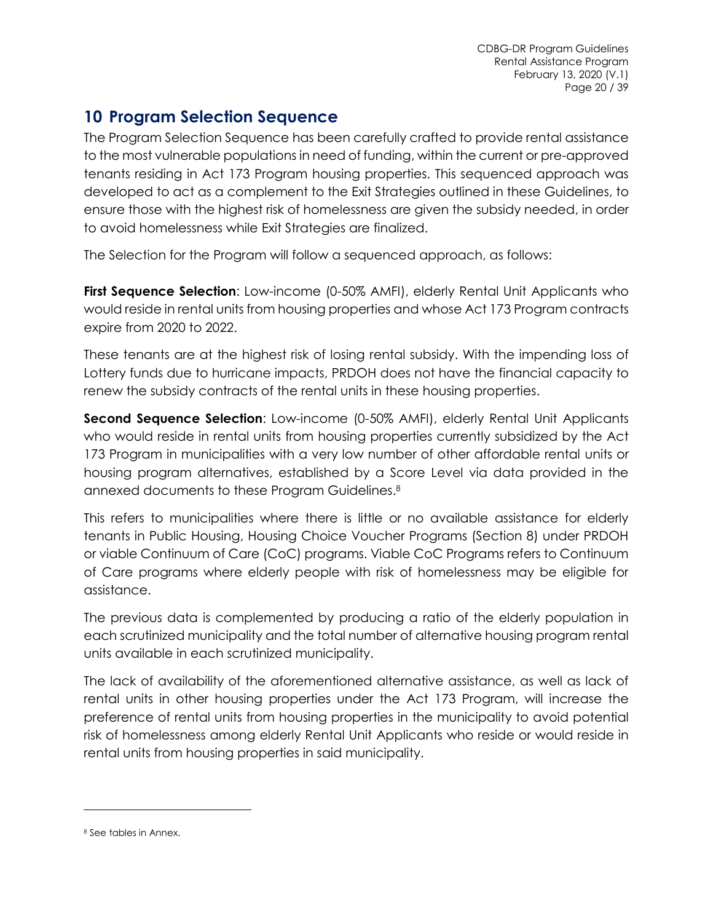# 10 Program Selection Sequence

The Program Selection Sequence has been carefully crafted to provide rental assistance to the most vulnerable populations in need of funding, within the current or pre-approved tenants residing in Act 173 Program housing properties. This sequenced approach was developed to act as a complement to the Exit Strategies outlined in these Guidelines, to ensure those with the highest risk of homelessness are given the subsidy needed, in order to avoid homelessness while Exit Strategies are finalized.

The Selection for the Program will follow a sequenced approach, as follows:

**First Sequence Selection**: Low-income (0-50% AMFI), elderly Rental Unit Applicants who would reside in rental units from housing properties and whose Act 173 Program contracts expire from 2020 to 2022.

These tenants are at the highest risk of losing rental subsidy. With the impending loss of Lottery funds due to hurricane impacts, PRDOH does not have the financial capacity to renew the subsidy contracts of the rental units in these housing properties.

**Second Sequence Selection**: Low-income (0-50% AMFI), elderly Rental Unit Applicants who would reside in rental units from housing properties currently subsidized by the Act 173 Program in municipalities with a very low number of other affordable rental units or housing program alternatives, established by a Score Level via data provided in the annexed documents to these Program Guidelines.[8]

This refers to municipalities where there is little or no available assistance for elderly tenants in Public Housing, Housing Choice Voucher Programs (Section 8) under PRDOH or viable Continuum of Care (CoC) programs. Viable CoC Programs refers to Continuum of Care programs where elderly people with risk of homelessness may be eligible for assistance.

The previous data is complemented by producing a ratio of the elderly population in each scrutinized municipality and the total number of alternative housing program rental units available in each scrutinized municipality.

The lack of availability of the aforementioned alternative assistance, as well as lack of rental units in other housing properties under the Act 173 Program, will increase the preference of rental units from housing properties in the municipality to avoid potential risk of homelessness among elderly Rental Unit Applicants who reside or would reside in rental units from housing properties in said municipality.

---

[8] See tables in Annex.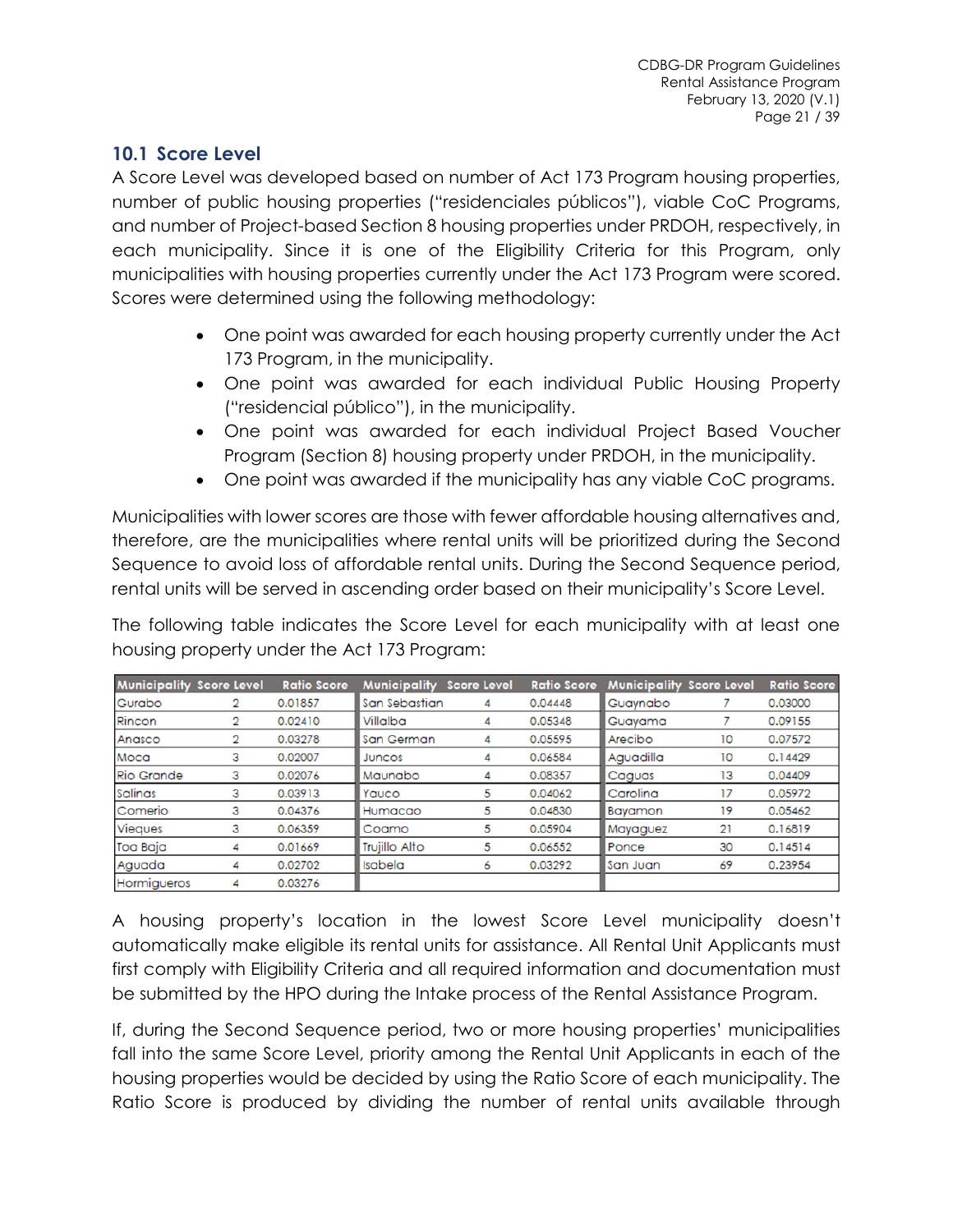## 10.1 Score Level

A Score Level was developed based on number of Act 173 Program housing properties, number of public housing properties ("residenciales públicos"), viable CoC Programs, and number of Project-based Section 8 housing properties under PRDOH, respectively, in each municipality. Since it is one of the Eligibility Criteria for this Program, only municipalities with housing properties currently under the Act 173 Program were scored. Scores were determined using the following methodology:

- One point was awarded for each housing property currently under the Act 173 Program, in the municipality.
- One point was awarded for each individual Public Housing Property ("residencial público"), in the municipality.
- One point was awarded for each individual Project Based Voucher Program (Section 8) housing property under PRDOH, in the municipality.
- One point was awarded if the municipality has any viable CoC programs.

Municipalities with lower scores are those with fewer affordable housing alternatives and, therefore, are the municipalities where rental units will be prioritized during the Second Sequence to avoid loss of affordable rental units. During the Second Sequence period, rental units will be served in ascending order based on their municipality's Score Level.

The following table indicates the Score Level for each municipality with at least one housing property under the Act 173 Program:

| Municipality | Score Level | Ratio Score | Municipality | Score Level | Ratio Score | Municipality | Score Level | Ratio Score |
|---|---|---|---|---|---|---|---|---|
| Gurabo | 2 | 0.01857 | San Sebastian | 4 | 0.04448 | Guaynabo | 7 | 0.03000 |
| Rincon | 2 | 0.02410 | Villalba | 4 | 0.05348 | Guayama | 7 | 0.09155 |
| Anasco | 2 | 0.03278 | San German | 4 | 0.05595 | Arecibo | 10 | 0.07572 |
| Moca | 3 | 0.02007 | Juncos | 4 | 0.06584 | Aguadilla | 10 | 0.14429 |
| Rio Grande | 3 | 0.02076 | Maunabo | 4 | 0.08357 | Caguas | 13 | 0.04409 |
| Salinas | 3 | 0.03913 | Yauco | 5 | 0.04062 | Carolina | 17 | 0.05972 |
| Comerio | 3 | 0.04376 | Humacao | 5 | 0.04830 | Bayamon | 19 | 0.05462 |
| Vieques | 3 | 0.06359 | Coamo | 5 | 0.05904 | Mayaguez | 21 | 0.16819 |
| Toa Baja | 4 | 0.01669 | Trujillo Alto | 5 | 0.06552 | Ponce | 30 | 0.14514 |
| Aguada | 4 | 0.02702 | Isabela | 6 | 0.03292 | San Juan | 69 | 0.23954 |
| Hormigueros | 4 | 0.03276 | | | | | | |

A housing property's location in the lowest Score Level municipality doesn't automatically make eligible its rental units for assistance. All Rental Unit Applicants must first comply with Eligibility Criteria and all required information and documentation must be submitted by the HPO during the Intake process of the Rental Assistance Program.

If, during the Second Sequence period, two or more housing properties' municipalities fall into the same Score Level, priority among the Rental Unit Applicants in each of the housing properties would be decided by using the Ratio Score of each municipality. The Ratio Score is produced by dividing the number of rental units available through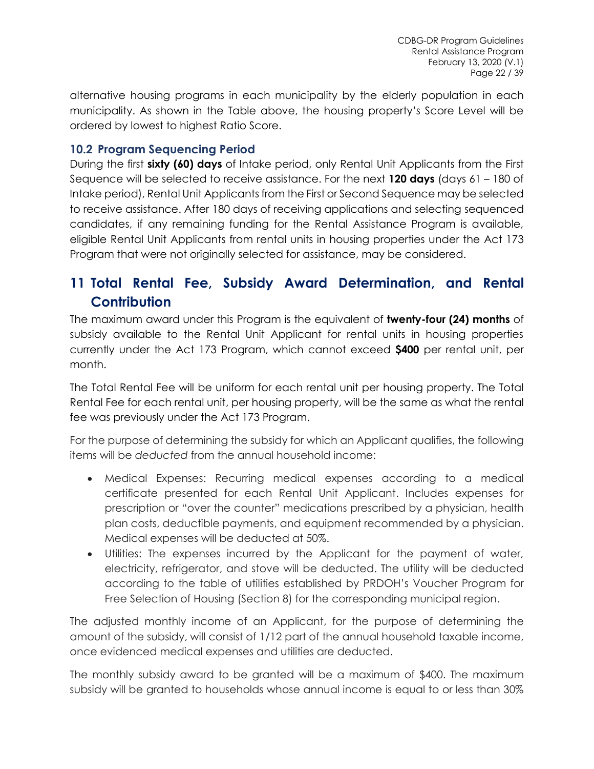alternative housing programs in each municipality by the elderly population in each municipality. As shown in the Table above, the housing property's Score Level will be ordered by lowest to highest Ratio Score.

### 10.2 Program Sequencing Period

During the first **sixty (60) days** of Intake period, only Rental Unit Applicants from the First Sequence will be selected to receive assistance. For the next **120 days** (days 61 – 180 of Intake period), Rental Unit Applicants from the First or Second Sequence may be selected to receive assistance. After 180 days of receiving applications and selecting sequenced candidates, if any remaining funding for the Rental Assistance Program is available, eligible Rental Unit Applicants from rental units in housing properties under the Act 173 Program that were not originally selected for assistance, may be considered.

## 11 Total Rental Fee, Subsidy Award Determination, and Rental Contribution

The maximum award under this Program is the equivalent of **twenty-four (24) months** of subsidy available to the Rental Unit Applicant for rental units in housing properties currently under the Act 173 Program, which cannot exceed **$400** per rental unit, per month.

The Total Rental Fee will be uniform for each rental unit per housing property. The Total Rental Fee for each rental unit, per housing property, will be the same as what the rental fee was previously under the Act 173 Program.

For the purpose of determining the subsidy for which an Applicant qualifies, the following items will be *deducted* from the annual household income:

- Medical Expenses: Recurring medical expenses according to a medical certificate presented for each Rental Unit Applicant. Includes expenses for prescription or "over the counter" medications prescribed by a physician, health plan costs, deductible payments, and equipment recommended by a physician. Medical expenses will be deducted at 50%.
- Utilities: The expenses incurred by the Applicant for the payment of water, electricity, refrigerator, and stove will be deducted. The utility will be deducted according to the table of utilities established by PRDOH's Voucher Program for Free Selection of Housing (Section 8) for the corresponding municipal region.

The adjusted monthly income of an Applicant, for the purpose of determining the amount of the subsidy, will consist of 1/12 part of the annual household taxable income, once evidenced medical expenses and utilities are deducted.

The monthly subsidy award to be granted will be a maximum of $400. The maximum subsidy will be granted to households whose annual income is equal to or less than 30%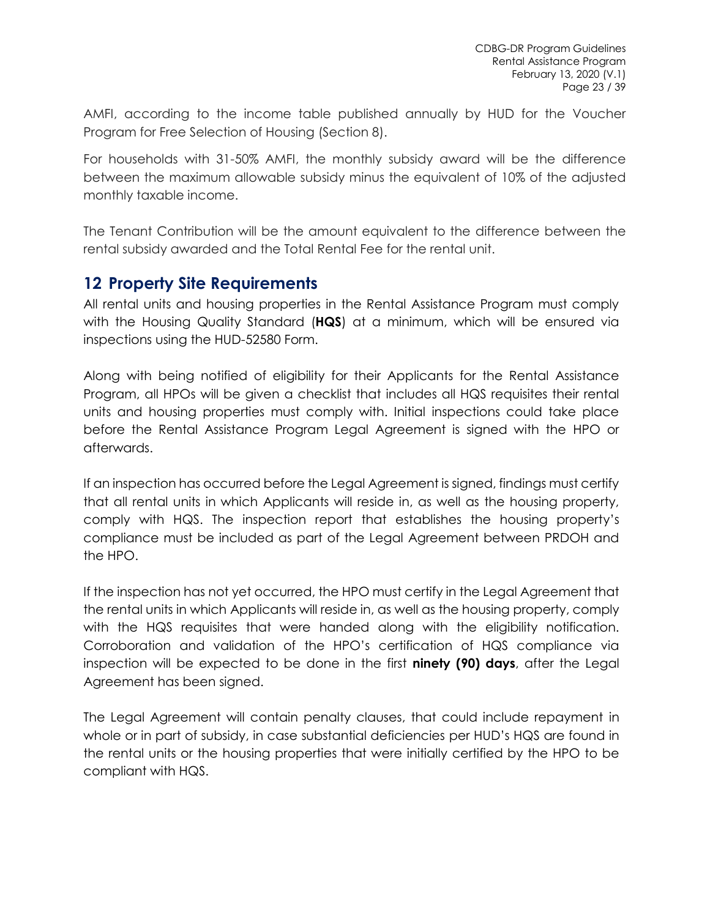AMFI, according to the income table published annually by HUD for the Voucher Program for Free Selection of Housing (Section 8).

For households with 31-50% AMFI, the monthly subsidy award will be the difference between the maximum allowable subsidy minus the equivalent of 10% of the adjusted monthly taxable income.

The Tenant Contribution will be the amount equivalent to the difference between the rental subsidy awarded and the Total Rental Fee for the rental unit.

## 12 Property Site Requirements

All rental units and housing properties in the Rental Assistance Program must comply with the Housing Quality Standard (**HQS**) at a minimum, which will be ensured via inspections using the HUD-52580 Form.

Along with being notified of eligibility for their Applicants for the Rental Assistance Program, all HPOs will be given a checklist that includes all HQS requisites their rental units and housing properties must comply with. Initial inspections could take place before the Rental Assistance Program Legal Agreement is signed with the HPO or afterwards.

If an inspection has occurred before the Legal Agreement is signed, findings must certify that all rental units in which Applicants will reside in, as well as the housing property, comply with HQS. The inspection report that establishes the housing property's compliance must be included as part of the Legal Agreement between PRDOH and the HPO.

If the inspection has not yet occurred, the HPO must certify in the Legal Agreement that the rental units in which Applicants will reside in, as well as the housing property, comply with the HQS requisites that were handed along with the eligibility notification. Corroboration and validation of the HPO's certification of HQS compliance via inspection will be expected to be done in the first **ninety (90) days**, after the Legal Agreement has been signed.

The Legal Agreement will contain penalty clauses, that could include repayment in whole or in part of subsidy, in case substantial deficiencies per HUD's HQS are found in the rental units or the housing properties that were initially certified by the HPO to be compliant with HQS.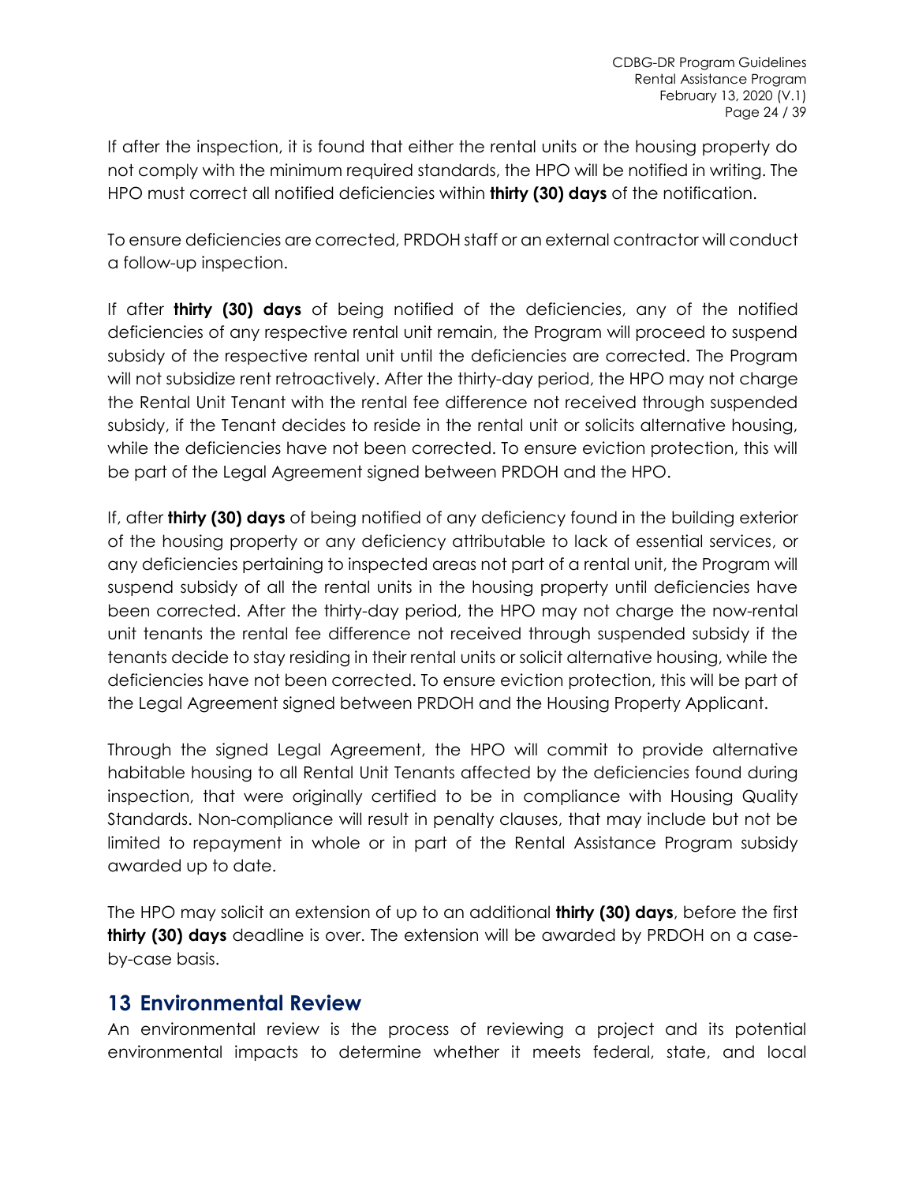If after the inspection, it is found that either the rental units or the housing property do not comply with the minimum required standards, the HPO will be notified in writing. The HPO must correct all notified deficiencies within **thirty (30) days** of the notification.

To ensure deficiencies are corrected, PRDOH staff or an external contractor will conduct a follow-up inspection.

If after **thirty (30) days** of being notified of the deficiencies, any of the notified deficiencies of any respective rental unit remain, the Program will proceed to suspend subsidy of the respective rental unit until the deficiencies are corrected. The Program will not subsidize rent retroactively. After the thirty-day period, the HPO may not charge the Rental Unit Tenant with the rental fee difference not received through suspended subsidy, if the Tenant decides to reside in the rental unit or solicits alternative housing, while the deficiencies have not been corrected. To ensure eviction protection, this will be part of the Legal Agreement signed between PRDOH and the HPO.

If, after **thirty (30) days** of being notified of any deficiency found in the building exterior of the housing property or any deficiency attributable to lack of essential services, or any deficiencies pertaining to inspected areas not part of a rental unit, the Program will suspend subsidy of all the rental units in the housing property until deficiencies have been corrected. After the thirty-day period, the HPO may not charge the now-rental unit tenants the rental fee difference not received through suspended subsidy if the tenants decide to stay residing in their rental units or solicit alternative housing, while the deficiencies have not been corrected. To ensure eviction protection, this will be part of the Legal Agreement signed between PRDOH and the Housing Property Applicant.

Through the signed Legal Agreement, the HPO will commit to provide alternative habitable housing to all Rental Unit Tenants affected by the deficiencies found during inspection, that were originally certified to be in compliance with Housing Quality Standards. Non-compliance will result in penalty clauses, that may include but not be limited to repayment in whole or in part of the Rental Assistance Program subsidy awarded up to date.

The HPO may solicit an extension of up to an additional **thirty (30) days**, before the first **thirty (30) days** deadline is over. The extension will be awarded by PRDOH on a case-by-case basis.

## 13 Environmental Review

An environmental review is the process of reviewing a project and its potential environmental impacts to determine whether it meets federal, state, and local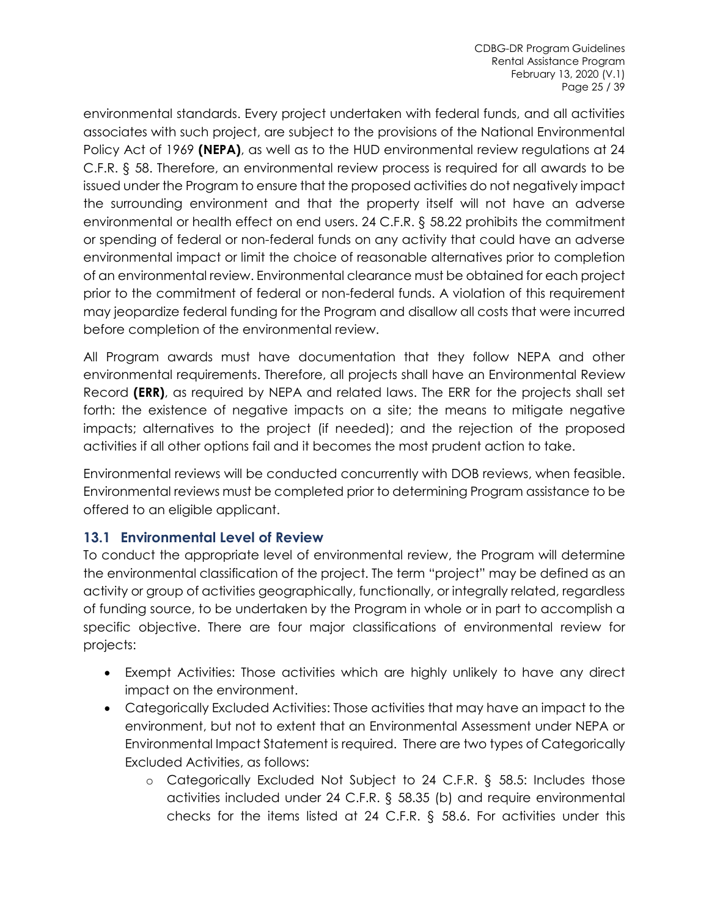environmental standards. Every project undertaken with federal funds, and all activities associates with such project, are subject to the provisions of the National Environmental Policy Act of 1969 **(NEPA)**, as well as to the HUD environmental review regulations at 24 C.F.R. § 58. Therefore, an environmental review process is required for all awards to be issued under the Program to ensure that the proposed activities do not negatively impact the surrounding environment and that the property itself will not have an adverse environmental or health effect on end users. 24 C.F.R. § 58.22 prohibits the commitment or spending of federal or non-federal funds on any activity that could have an adverse environmental impact or limit the choice of reasonable alternatives prior to completion of an environmental review. Environmental clearance must be obtained for each project prior to the commitment of federal or non-federal funds. A violation of this requirement may jeopardize federal funding for the Program and disallow all costs that were incurred before completion of the environmental review.

All Program awards must have documentation that they follow NEPA and other environmental requirements. Therefore, all projects shall have an Environmental Review Record **(ERR)**, as required by NEPA and related laws. The ERR for the projects shall set forth: the existence of negative impacts on a site; the means to mitigate negative impacts; alternatives to the project (if needed); and the rejection of the proposed activities if all other options fail and it becomes the most prudent action to take.

Environmental reviews will be conducted concurrently with DOB reviews, when feasible. Environmental reviews must be completed prior to determining Program assistance to be offered to an eligible applicant.

## 13.1 Environmental Level of Review

To conduct the appropriate level of environmental review, the Program will determine the environmental classification of the project. The term "project" may be defined as an activity or group of activities geographically, functionally, or integrally related, regardless of funding source, to be undertaken by the Program in whole or in part to accomplish a specific objective. There are four major classifications of environmental review for projects:

- Exempt Activities: Those activities which are highly unlikely to have any direct impact on the environment.
- Categorically Excluded Activities: Those activities that may have an impact to the environment, but not to extent that an Environmental Assessment under NEPA or Environmental Impact Statement is required. There are two types of Categorically Excluded Activities, as follows:
    - Categorically Excluded Not Subject to 24 C.F.R. § 58.5: Includes those activities included under 24 C.F.R. § 58.35 (b) and require environmental checks for the items listed at 24 C.F.R. § 58.6. For activities under this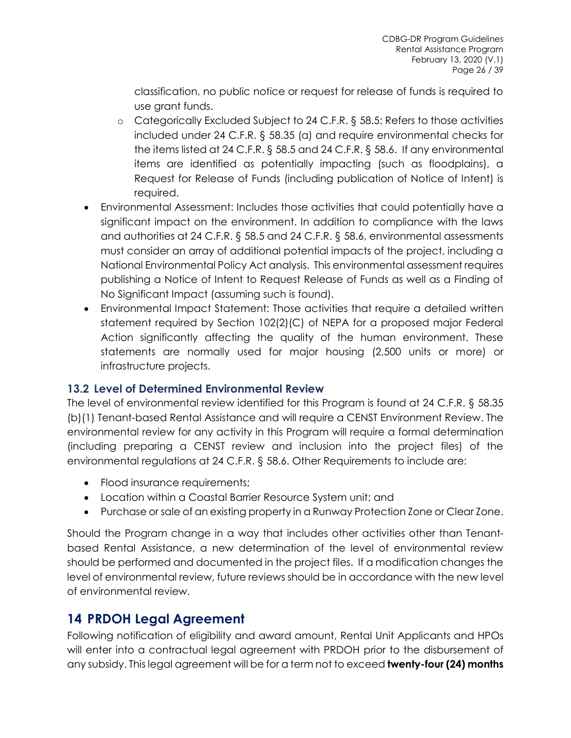classification, no public notice or request for release of funds is required to use grant funds.

  - Categorically Excluded Subject to 24 C.F.R. § 58.5: Refers to those activities included under 24 C.F.R. § 58.35 (a) and require environmental checks for the items listed at 24 C.F.R. § 58.5 and 24 C.F.R. § 58.6. If any environmental items are identified as potentially impacting (such as floodplains), a Request for Release of Funds (including publication of Notice of Intent) is required.

- Environmental Assessment: Includes those activities that could potentially have a significant impact on the environment. In addition to compliance with the laws and authorities at 24 C.F.R. § 58.5 and 24 C.F.R. § 58.6, environmental assessments must consider an array of additional potential impacts of the project, including a National Environmental Policy Act analysis. This environmental assessment requires publishing a Notice of Intent to Request Release of Funds as well as a Finding of No Significant Impact (assuming such is found).
- Environmental Impact Statement: Those activities that require a detailed written statement required by Section 102(2)(C) of NEPA for a proposed major Federal Action significantly affecting the quality of the human environment. These statements are normally used for major housing (2,500 units or more) or infrastructure projects.

### 13.2 Level of Determined Environmental Review

The level of environmental review identified for this Program is found at 24 C.F.R. § 58.35 (b)(1) Tenant-based Rental Assistance and will require a CENST Environment Review. The environmental review for any activity in this Program will require a formal determination (including preparing a CENST review and inclusion into the project files) of the environmental regulations at 24 C.F.R. § 58.6. Other Requirements to include are:

- Flood insurance requirements;
- Location within a Coastal Barrier Resource System unit; and
- Purchase or sale of an existing property in a Runway Protection Zone or Clear Zone.

Should the Program change in a way that includes other activities other than Tenant-based Rental Assistance, a new determination of the level of environmental review should be performed and documented in the project files. If a modification changes the level of environmental review, future reviews should be in accordance with the new level of environmental review.

## 14 PRDOH Legal Agreement

Following notification of eligibility and award amount, Rental Unit Applicants and HPOs will enter into a contractual legal agreement with PRDOH prior to the disbursement of any subsidy. This legal agreement will be for a term not to exceed **twenty-four (24) months**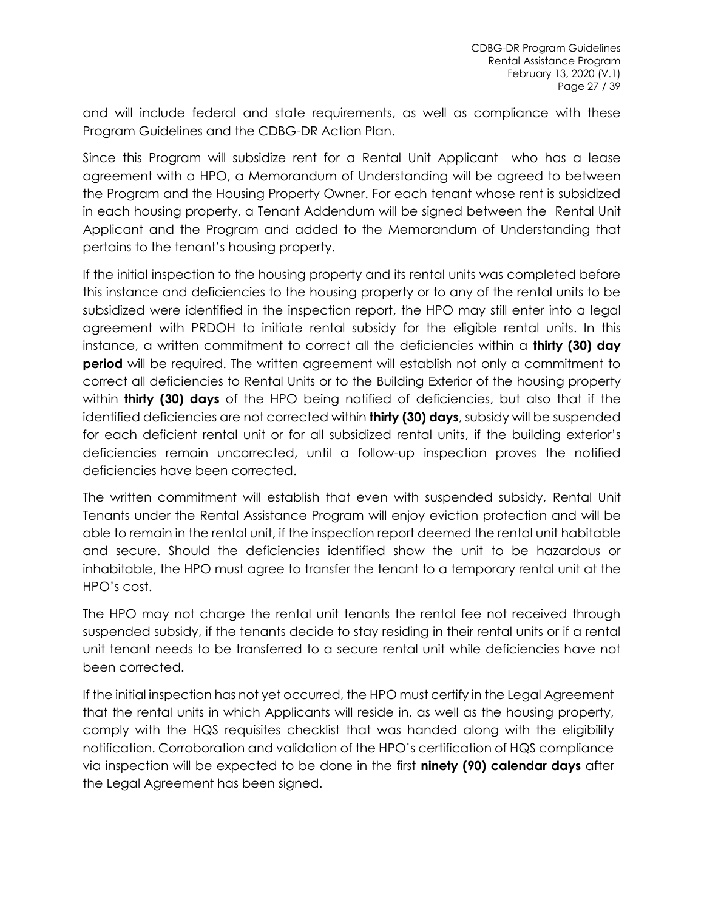and will include federal and state requirements, as well as compliance with these Program Guidelines and the CDBG-DR Action Plan.

Since this Program will subsidize rent for a Rental Unit Applicant who has a lease agreement with a HPO, a Memorandum of Understanding will be agreed to between the Program and the Housing Property Owner. For each tenant whose rent is subsidized in each housing property, a Tenant Addendum will be signed between the Rental Unit Applicant and the Program and added to the Memorandum of Understanding that pertains to the tenant's housing property.

If the initial inspection to the housing property and its rental units was completed before this instance and deficiencies to the housing property or to any of the rental units to be subsidized were identified in the inspection report, the HPO may still enter into a legal agreement with PRDOH to initiate rental subsidy for the eligible rental units. In this instance, a written commitment to correct all the deficiencies within a **thirty (30) day period** will be required. The written agreement will establish not only a commitment to correct all deficiencies to Rental Units or to the Building Exterior of the housing property within **thirty (30) days** of the HPO being notified of deficiencies, but also that if the identified deficiencies are not corrected within **thirty (30) days**, subsidy will be suspended for each deficient rental unit or for all subsidized rental units, if the building exterior's deficiencies remain uncorrected, until a follow-up inspection proves the notified deficiencies have been corrected.

The written commitment will establish that even with suspended subsidy, Rental Unit Tenants under the Rental Assistance Program will enjoy eviction protection and will be able to remain in the rental unit, if the inspection report deemed the rental unit habitable and secure. Should the deficiencies identified show the unit to be hazardous or inhabitable, the HPO must agree to transfer the tenant to a temporary rental unit at the HPO's cost.

The HPO may not charge the rental unit tenants the rental fee not received through suspended subsidy, if the tenants decide to stay residing in their rental units or if a rental unit tenant needs to be transferred to a secure rental unit while deficiencies have not been corrected.

If the initial inspection has not yet occurred, the HPO must certify in the Legal Agreement that the rental units in which Applicants will reside in, as well as the housing property, comply with the HQS requisites checklist that was handed along with the eligibility notification. Corroboration and validation of the HPO's certification of HQS compliance via inspection will be expected to be done in the first **ninety (90) calendar days** after the Legal Agreement has been signed.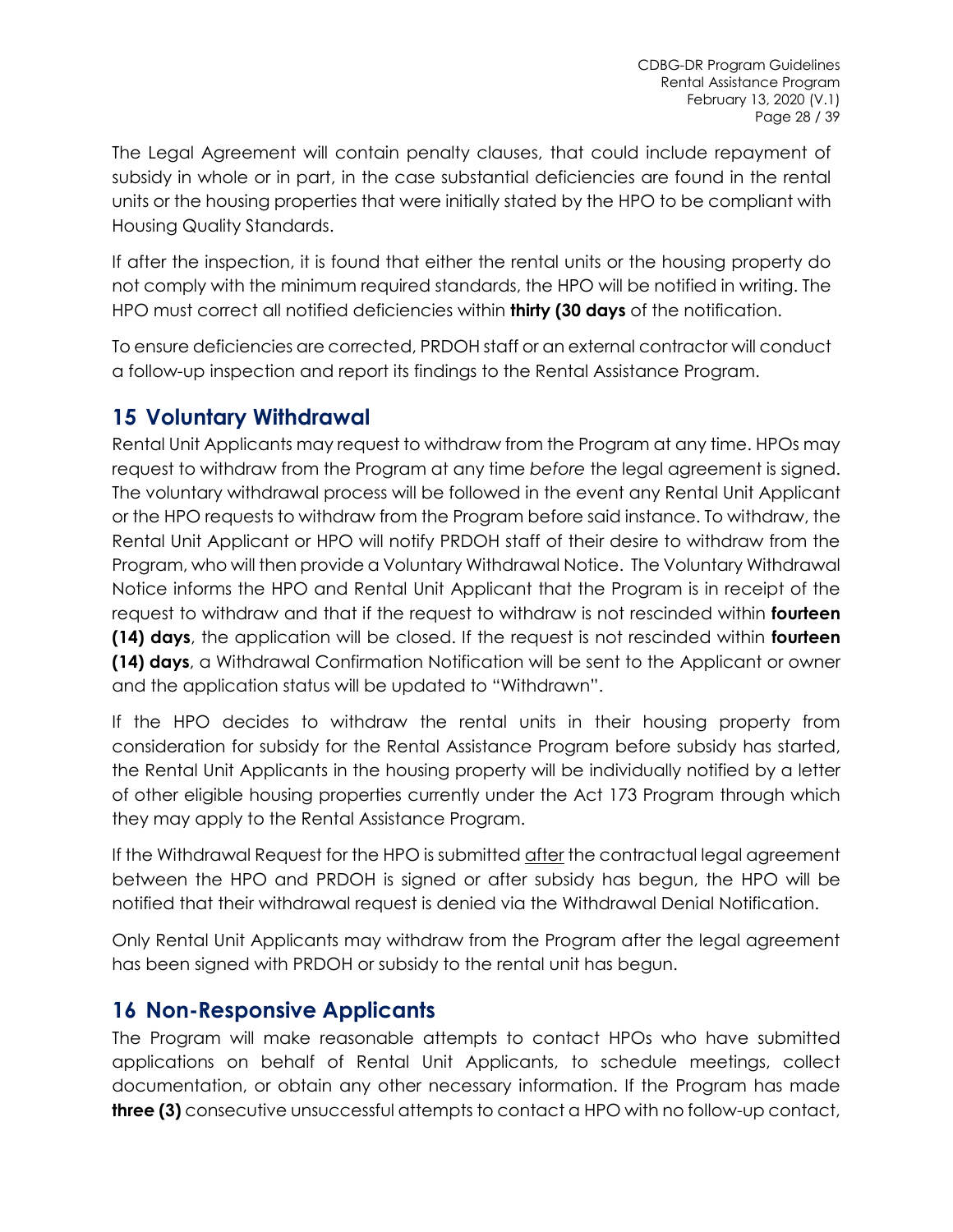The Legal Agreement will contain penalty clauses, that could include repayment of subsidy in whole or in part, in the case substantial deficiencies are found in the rental units or the housing properties that were initially stated by the HPO to be compliant with Housing Quality Standards.

If after the inspection, it is found that either the rental units or the housing property do not comply with the minimum required standards, the HPO will be notified in writing. The HPO must correct all notified deficiencies within **thirty (30 days** of the notification.

To ensure deficiencies are corrected, PRDOH staff or an external contractor will conduct a follow-up inspection and report its findings to the Rental Assistance Program.

## 15 Voluntary Withdrawal

Rental Unit Applicants may request to withdraw from the Program at any time. HPOs may request to withdraw from the Program at any time *before* the legal agreement is signed. The voluntary withdrawal process will be followed in the event any Rental Unit Applicant or the HPO requests to withdraw from the Program before said instance. To withdraw, the Rental Unit Applicant or HPO will notify PRDOH staff of their desire to withdraw from the Program, who will then provide a Voluntary Withdrawal Notice. The Voluntary Withdrawal Notice informs the HPO and Rental Unit Applicant that the Program is in receipt of the request to withdraw and that if the request to withdraw is not rescinded within **fourteen (14) days**, the application will be closed. If the request is not rescinded within **fourteen (14) days**, a Withdrawal Confirmation Notification will be sent to the Applicant or owner and the application status will be updated to "Withdrawn".

If the HPO decides to withdraw the rental units in their housing property from consideration for subsidy for the Rental Assistance Program before subsidy has started, the Rental Unit Applicants in the housing property will be individually notified by a letter of other eligible housing properties currently under the Act 173 Program through which they may apply to the Rental Assistance Program.

If the Withdrawal Request for the HPO is submitted after the contractual legal agreement between the HPO and PRDOH is signed or after subsidy has begun, the HPO will be notified that their withdrawal request is denied via the Withdrawal Denial Notification.

Only Rental Unit Applicants may withdraw from the Program after the legal agreement has been signed with PRDOH or subsidy to the rental unit has begun.

## 16 Non-Responsive Applicants

The Program will make reasonable attempts to contact HPOs who have submitted applications on behalf of Rental Unit Applicants, to schedule meetings, collect documentation, or obtain any other necessary information. If the Program has made **three (3)** consecutive unsuccessful attempts to contact a HPO with no follow-up contact,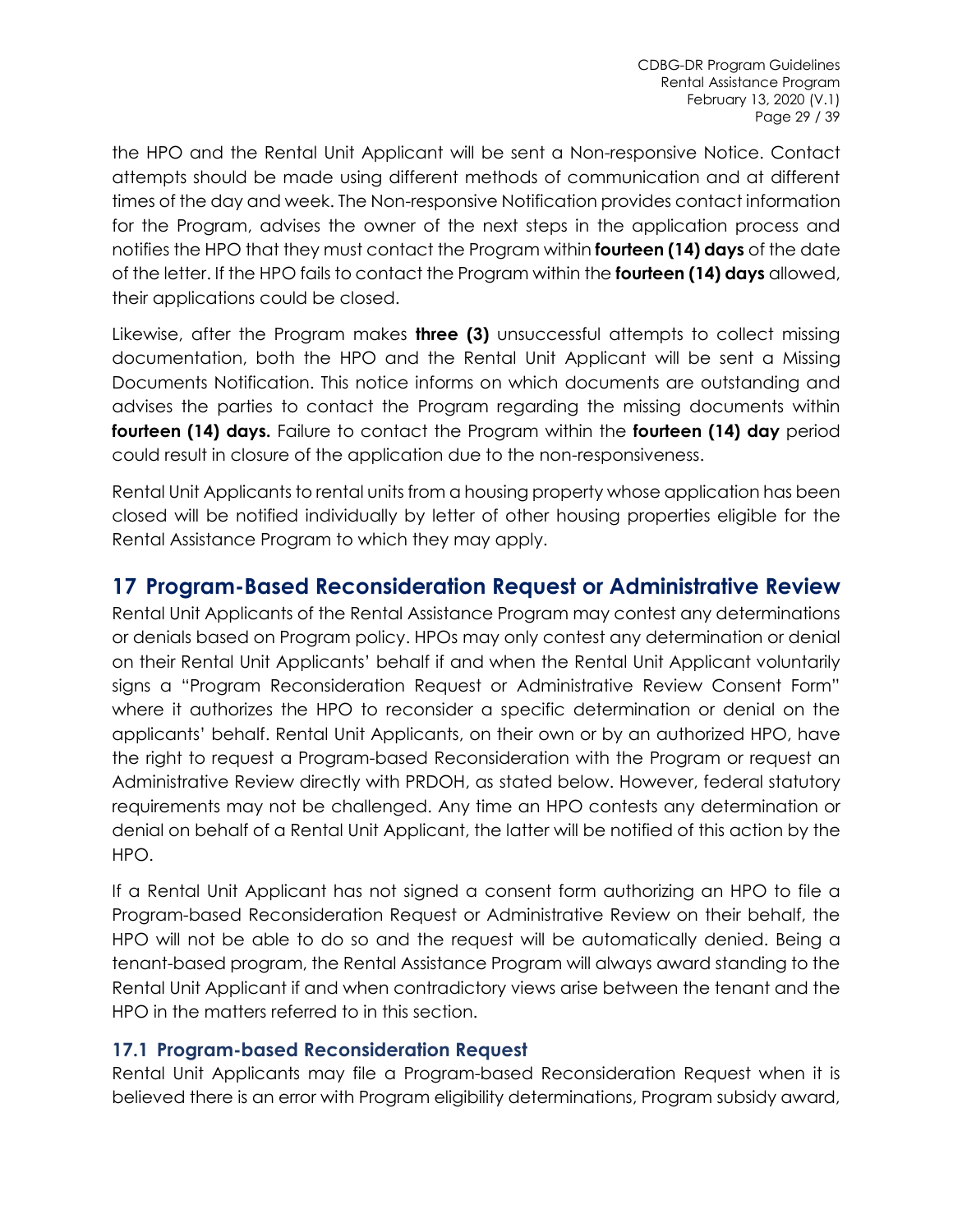the HPO and the Rental Unit Applicant will be sent a Non-responsive Notice. Contact attempts should be made using different methods of communication and at different times of the day and week. The Non-responsive Notification provides contact information for the Program, advises the owner of the next steps in the application process and notifies the HPO that they must contact the Program within **fourteen (14) days** of the date of the letter. If the HPO fails to contact the Program within the **fourteen (14) days** allowed, their applications could be closed.

Likewise, after the Program makes **three (3)** unsuccessful attempts to collect missing documentation, both the HPO and the Rental Unit Applicant will be sent a Missing Documents Notification. This notice informs on which documents are outstanding and advises the parties to contact the Program regarding the missing documents within **fourteen (14) days.** Failure to contact the Program within the **fourteen (14) day** period could result in closure of the application due to the non-responsiveness.

Rental Unit Applicants to rental units from a housing property whose application has been closed will be notified individually by letter of other housing properties eligible for the Rental Assistance Program to which they may apply.

# 17 Program-Based Reconsideration Request or Administrative Review

Rental Unit Applicants of the Rental Assistance Program may contest any determinations or denials based on Program policy. HPOs may only contest any determination or denial on their Rental Unit Applicants' behalf if and when the Rental Unit Applicant voluntarily signs a "Program Reconsideration Request or Administrative Review Consent Form" where it authorizes the HPO to reconsider a specific determination or denial on the applicants' behalf. Rental Unit Applicants, on their own or by an authorized HPO, have the right to request a Program-based Reconsideration with the Program or request an Administrative Review directly with PRDOH, as stated below. However, federal statutory requirements may not be challenged. Any time an HPO contests any determination or denial on behalf of a Rental Unit Applicant, the latter will be notified of this action by the HPO.

If a Rental Unit Applicant has not signed a consent form authorizing an HPO to file a Program-based Reconsideration Request or Administrative Review on their behalf, the HPO will not be able to do so and the request will be automatically denied. Being a tenant-based program, the Rental Assistance Program will always award standing to the Rental Unit Applicant if and when contradictory views arise between the tenant and the HPO in the matters referred to in this section.

## 17.1 Program-based Reconsideration Request

Rental Unit Applicants may file a Program-based Reconsideration Request when it is believed there is an error with Program eligibility determinations, Program subsidy award,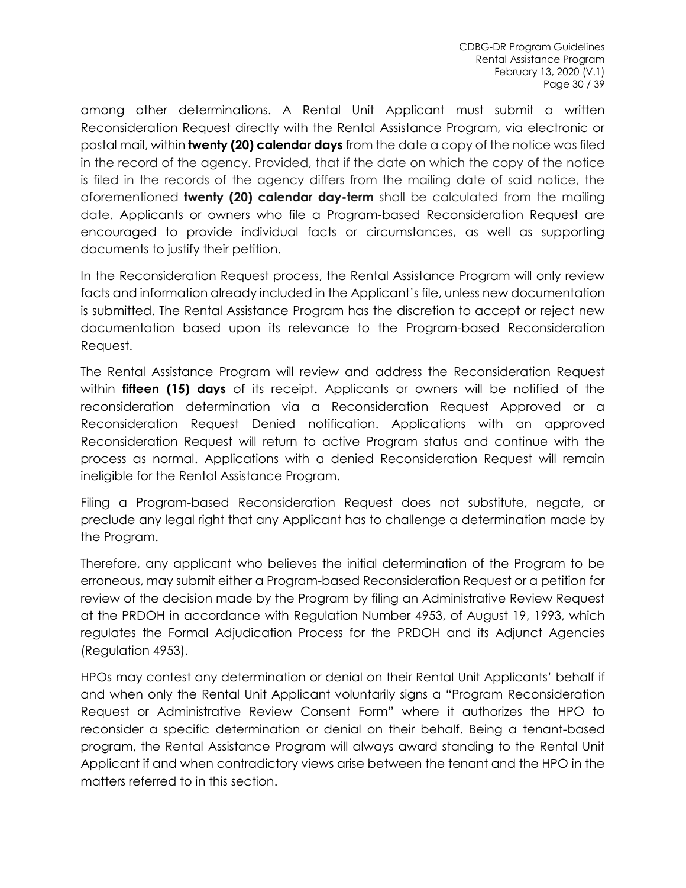among other determinations. A Rental Unit Applicant must submit a written Reconsideration Request directly with the Rental Assistance Program, via electronic or postal mail, within **twenty (20) calendar days** from the date a copy of the notice was filed in the record of the agency. Provided, that if the date on which the copy of the notice is filed in the records of the agency differs from the mailing date of said notice, the aforementioned **twenty (20) calendar day-term** shall be calculated from the mailing date. Applicants or owners who file a Program-based Reconsideration Request are encouraged to provide individual facts or circumstances, as well as supporting documents to justify their petition.

In the Reconsideration Request process, the Rental Assistance Program will only review facts and information already included in the Applicant's file, unless new documentation is submitted. The Rental Assistance Program has the discretion to accept or reject new documentation based upon its relevance to the Program-based Reconsideration Request.

The Rental Assistance Program will review and address the Reconsideration Request within **fifteen (15) days** of its receipt. Applicants or owners will be notified of the reconsideration determination via a Reconsideration Request Approved or a Reconsideration Request Denied notification. Applications with an approved Reconsideration Request will return to active Program status and continue with the process as normal. Applications with a denied Reconsideration Request will remain ineligible for the Rental Assistance Program.

Filing a Program-based Reconsideration Request does not substitute, negate, or preclude any legal right that any Applicant has to challenge a determination made by the Program.

Therefore, any applicant who believes the initial determination of the Program to be erroneous, may submit either a Program-based Reconsideration Request or a petition for review of the decision made by the Program by filing an Administrative Review Request at the PRDOH in accordance with Regulation Number 4953, of August 19, 1993, which regulates the Formal Adjudication Process for the PRDOH and its Adjunct Agencies (Regulation 4953).

HPOs may contest any determination or denial on their Rental Unit Applicants' behalf if and when only the Rental Unit Applicant voluntarily signs a "Program Reconsideration Request or Administrative Review Consent Form" where it authorizes the HPO to reconsider a specific determination or denial on their behalf. Being a tenant-based program, the Rental Assistance Program will always award standing to the Rental Unit Applicant if and when contradictory views arise between the tenant and the HPO in the matters referred to in this section.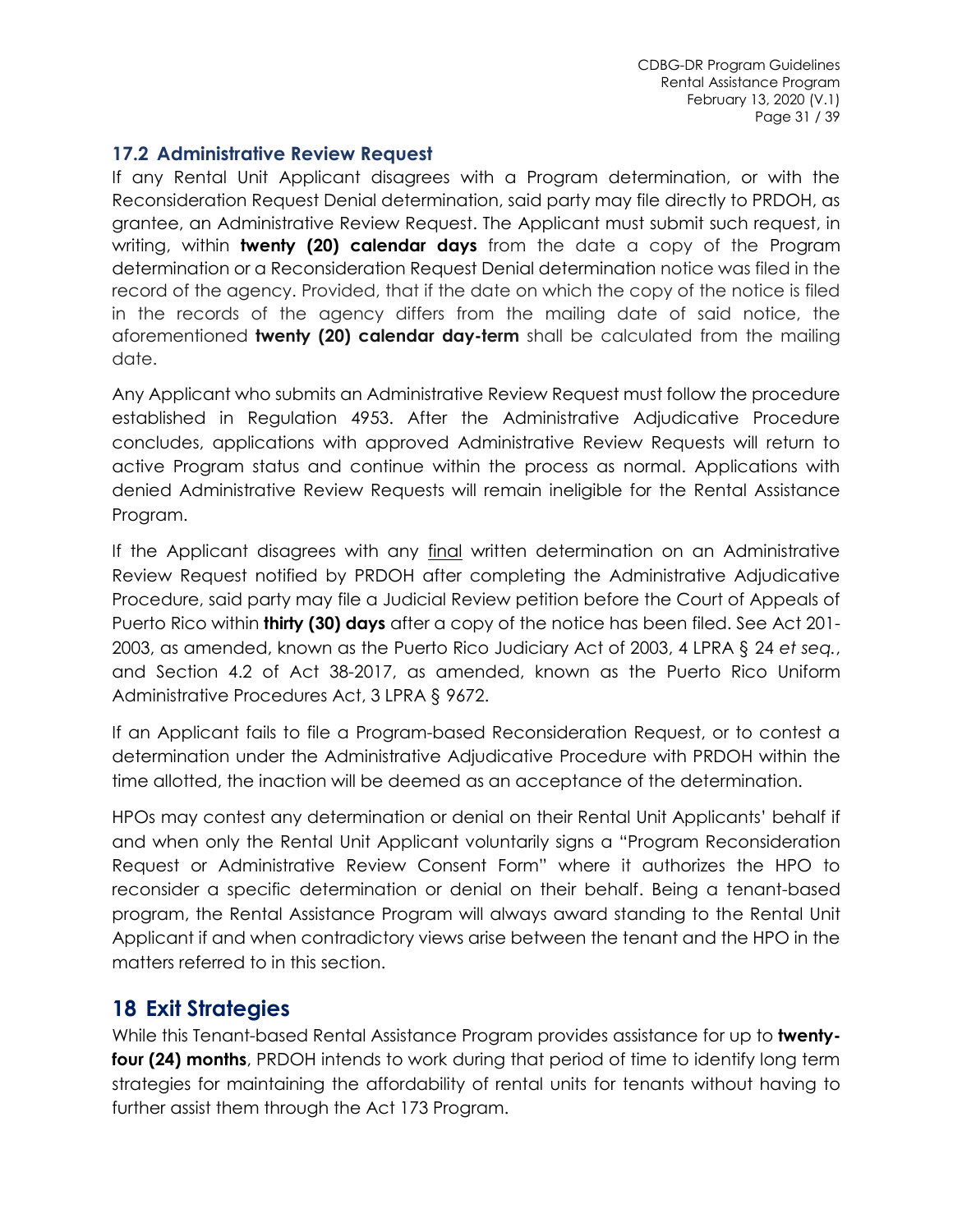### 17.2 Administrative Review Request

If any Rental Unit Applicant disagrees with a Program determination, or with the Reconsideration Request Denial determination, said party may file directly to PRDOH, as grantee, an Administrative Review Request. The Applicant must submit such request, in writing, within **twenty (20) calendar days** from the date a copy of the Program determination or a Reconsideration Request Denial determination notice was filed in the record of the agency. Provided, that if the date on which the copy of the notice is filed in the records of the agency differs from the mailing date of said notice, the aforementioned **twenty (20) calendar day-term** shall be calculated from the mailing date.

Any Applicant who submits an Administrative Review Request must follow the procedure established in Regulation 4953. After the Administrative Adjudicative Procedure concludes, applications with approved Administrative Review Requests will return to active Program status and continue within the process as normal. Applications with denied Administrative Review Requests will remain ineligible for the Rental Assistance Program.

If the Applicant disagrees with any final written determination on an Administrative Review Request notified by PRDOH after completing the Administrative Adjudicative Procedure, said party may file a Judicial Review petition before the Court of Appeals of Puerto Rico within **thirty (30) days** after a copy of the notice has been filed. See Act 201-2003, as amended, known as the Puerto Rico Judiciary Act of 2003, 4 LPRA § 24 *et seq.*, and Section 4.2 of Act 38-2017, as amended, known as the Puerto Rico Uniform Administrative Procedures Act, 3 LPRA § 9672.

If an Applicant fails to file a Program-based Reconsideration Request, or to contest a determination under the Administrative Adjudicative Procedure with PRDOH within the time allotted, the inaction will be deemed as an acceptance of the determination.

HPOs may contest any determination or denial on their Rental Unit Applicants' behalf if and when only the Rental Unit Applicant voluntarily signs a "Program Reconsideration Request or Administrative Review Consent Form" where it authorizes the HPO to reconsider a specific determination or denial on their behalf. Being a tenant-based program, the Rental Assistance Program will always award standing to the Rental Unit Applicant if and when contradictory views arise between the tenant and the HPO in the matters referred to in this section.

## 18 Exit Strategies

While this Tenant-based Rental Assistance Program provides assistance for up to **twenty-four (24) months**, PRDOH intends to work during that period of time to identify long term strategies for maintaining the affordability of rental units for tenants without having to further assist them through the Act 173 Program.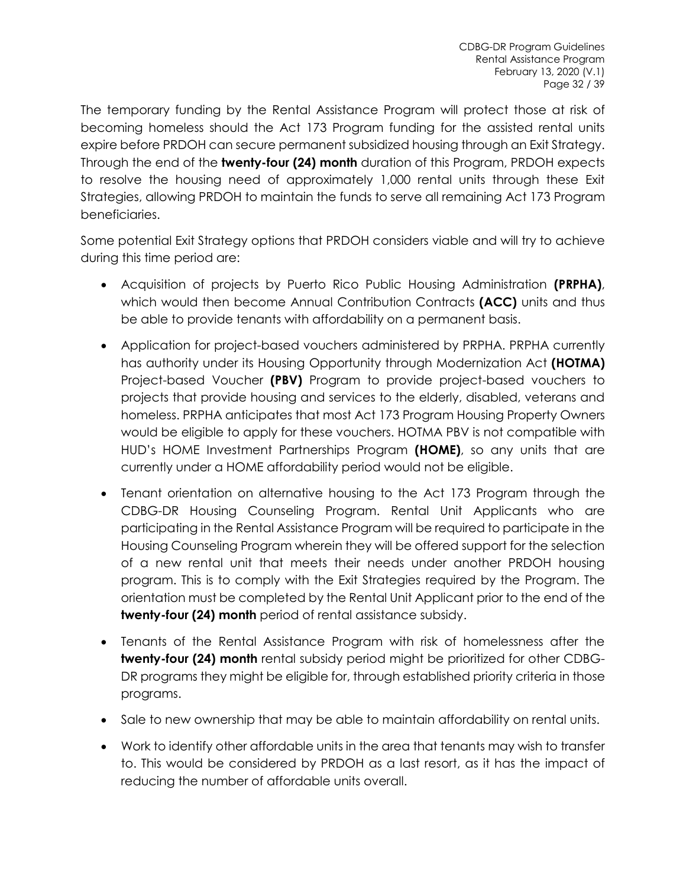The temporary funding by the Rental Assistance Program will protect those at risk of becoming homeless should the Act 173 Program funding for the assisted rental units expire before PRDOH can secure permanent subsidized housing through an Exit Strategy. Through the end of the **twenty-four (24) month** duration of this Program, PRDOH expects to resolve the housing need of approximately 1,000 rental units through these Exit Strategies, allowing PRDOH to maintain the funds to serve all remaining Act 173 Program beneficiaries.

Some potential Exit Strategy options that PRDOH considers viable and will try to achieve during this time period are:

- Acquisition of projects by Puerto Rico Public Housing Administration **(PRPHA)**, which would then become Annual Contribution Contracts **(ACC)** units and thus be able to provide tenants with affordability on a permanent basis.
- Application for project-based vouchers administered by PRPHA. PRPHA currently has authority under its Housing Opportunity through Modernization Act **(HOTMA)** Project-based Voucher **(PBV)** Program to provide project-based vouchers to projects that provide housing and services to the elderly, disabled, veterans and homeless. PRPHA anticipates that most Act 173 Program Housing Property Owners would be eligible to apply for these vouchers. HOTMA PBV is not compatible with HUD's HOME Investment Partnerships Program **(HOME)**, so any units that are currently under a HOME affordability period would not be eligible.
- Tenant orientation on alternative housing to the Act 173 Program through the CDBG-DR Housing Counseling Program. Rental Unit Applicants who are participating in the Rental Assistance Program will be required to participate in the Housing Counseling Program wherein they will be offered support for the selection of a new rental unit that meets their needs under another PRDOH housing program. This is to comply with the Exit Strategies required by the Program. The orientation must be completed by the Rental Unit Applicant prior to the end of the **twenty-four (24) month** period of rental assistance subsidy.
- Tenants of the Rental Assistance Program with risk of homelessness after the **twenty-four (24) month** rental subsidy period might be prioritized for other CDBG-DR programs they might be eligible for, through established priority criteria in those programs.
- Sale to new ownership that may be able to maintain affordability on rental units.
- Work to identify other affordable units in the area that tenants may wish to transfer to. This would be considered by PRDOH as a last resort, as it has the impact of reducing the number of affordable units overall.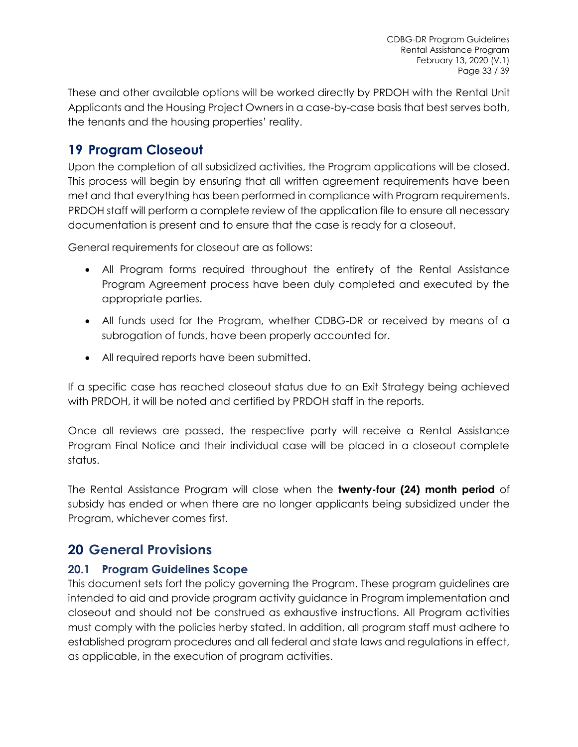These and other available options will be worked directly by PRDOH with the Rental Unit Applicants and the Housing Project Owners in a case-by-case basis that best serves both, the tenants and the housing properties' reality.

# 19 Program Closeout

Upon the completion of all subsidized activities, the Program applications will be closed. This process will begin by ensuring that all written agreement requirements have been met and that everything has been performed in compliance with Program requirements. PRDOH staff will perform a complete review of the application file to ensure all necessary documentation is present and to ensure that the case is ready for a closeout.

General requirements for closeout are as follows:

- All Program forms required throughout the entirety of the Rental Assistance Program Agreement process have been duly completed and executed by the appropriate parties.
- All funds used for the Program, whether CDBG-DR or received by means of a subrogation of funds, have been properly accounted for.
- All required reports have been submitted.

If a specific case has reached closeout status due to an Exit Strategy being achieved with PRDOH, it will be noted and certified by PRDOH staff in the reports.

Once all reviews are passed, the respective party will receive a Rental Assistance Program Final Notice and their individual case will be placed in a closeout complete status.

The Rental Assistance Program will close when the **twenty-four (24) month period** of subsidy has ended or when there are no longer applicants being subsidized under the Program, whichever comes first.

# 20 General Provisions

## 20.1 Program Guidelines Scope

This document sets fort the policy governing the Program. These program guidelines are intended to aid and provide program activity guidance in Program implementation and closeout and should not be construed as exhaustive instructions. All Program activities must comply with the policies herby stated. In addition, all program staff must adhere to established program procedures and all federal and state laws and regulations in effect, as applicable, in the execution of program activities.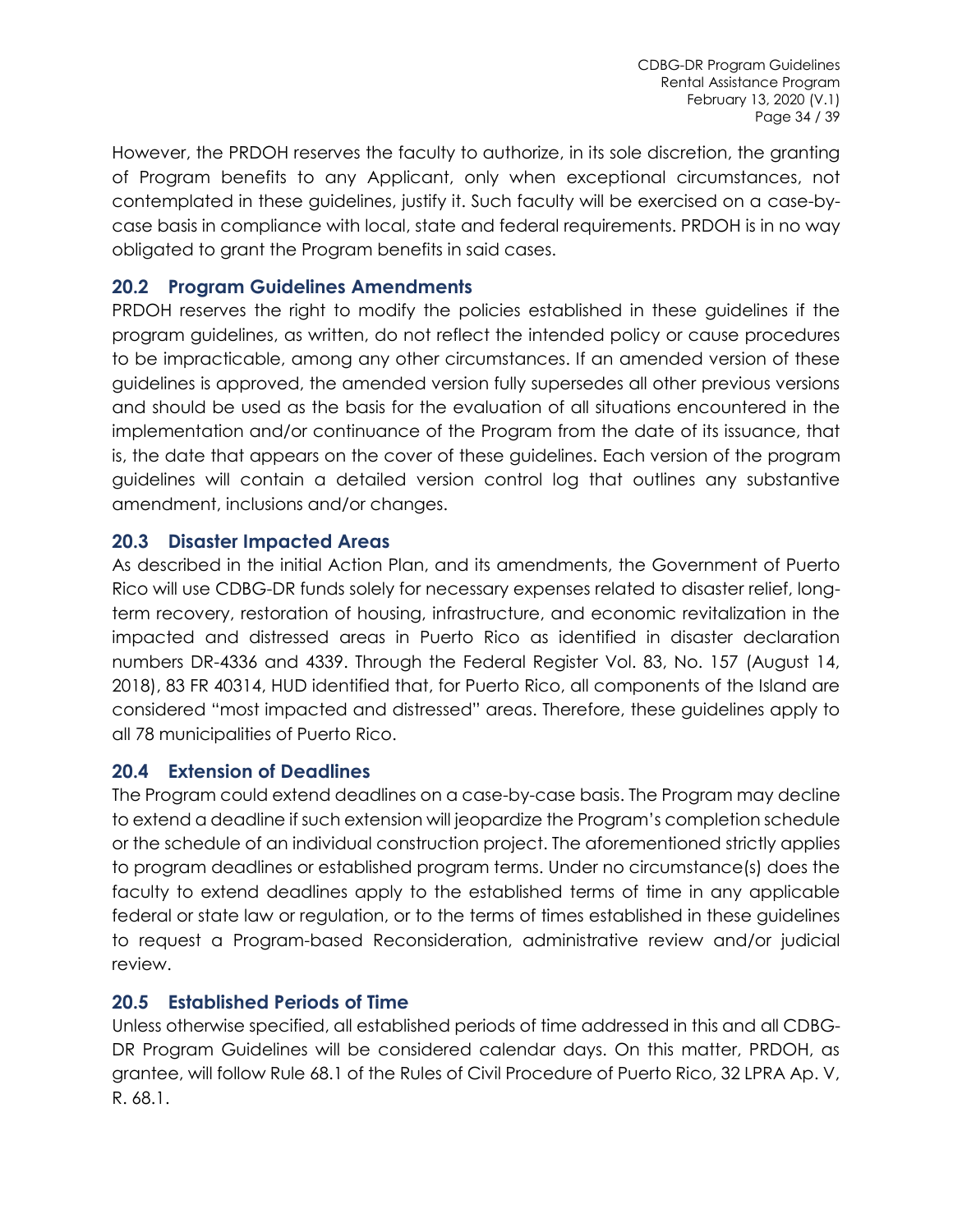However, the PRDOH reserves the faculty to authorize, in its sole discretion, the granting of Program benefits to any Applicant, only when exceptional circumstances, not contemplated in these guidelines, justify it. Such faculty will be exercised on a case-by-case basis in compliance with local, state and federal requirements. PRDOH is in no way obligated to grant the Program benefits in said cases.

## 20.2 Program Guidelines Amendments

PRDOH reserves the right to modify the policies established in these guidelines if the program guidelines, as written, do not reflect the intended policy or cause procedures to be impracticable, among any other circumstances. If an amended version of these guidelines is approved, the amended version fully supersedes all other previous versions and should be used as the basis for the evaluation of all situations encountered in the implementation and/or continuance of the Program from the date of its issuance, that is, the date that appears on the cover of these guidelines. Each version of the program guidelines will contain a detailed version control log that outlines any substantive amendment, inclusions and/or changes.

## 20.3 Disaster Impacted Areas

As described in the initial Action Plan, and its amendments, the Government of Puerto Rico will use CDBG-DR funds solely for necessary expenses related to disaster relief, long-term recovery, restoration of housing, infrastructure, and economic revitalization in the impacted and distressed areas in Puerto Rico as identified in disaster declaration numbers DR-4336 and 4339. Through the Federal Register Vol. 83, No. 157 (August 14, 2018), 83 FR 40314, HUD identified that, for Puerto Rico, all components of the Island are considered "most impacted and distressed" areas. Therefore, these guidelines apply to all 78 municipalities of Puerto Rico.

## 20.4 Extension of Deadlines

The Program could extend deadlines on a case-by-case basis. The Program may decline to extend a deadline if such extension will jeopardize the Program's completion schedule or the schedule of an individual construction project. The aforementioned strictly applies to program deadlines or established program terms. Under no circumstance(s) does the faculty to extend deadlines apply to the established terms of time in any applicable federal or state law or regulation, or to the terms of times established in these guidelines to request a Program-based Reconsideration, administrative review and/or judicial review.

## 20.5 Established Periods of Time

Unless otherwise specified, all established periods of time addressed in this and all CDBG-DR Program Guidelines will be considered calendar days. On this matter, PRDOH, as grantee, will follow Rule 68.1 of the Rules of Civil Procedure of Puerto Rico, 32 LPRA Ap. V, R. 68.1.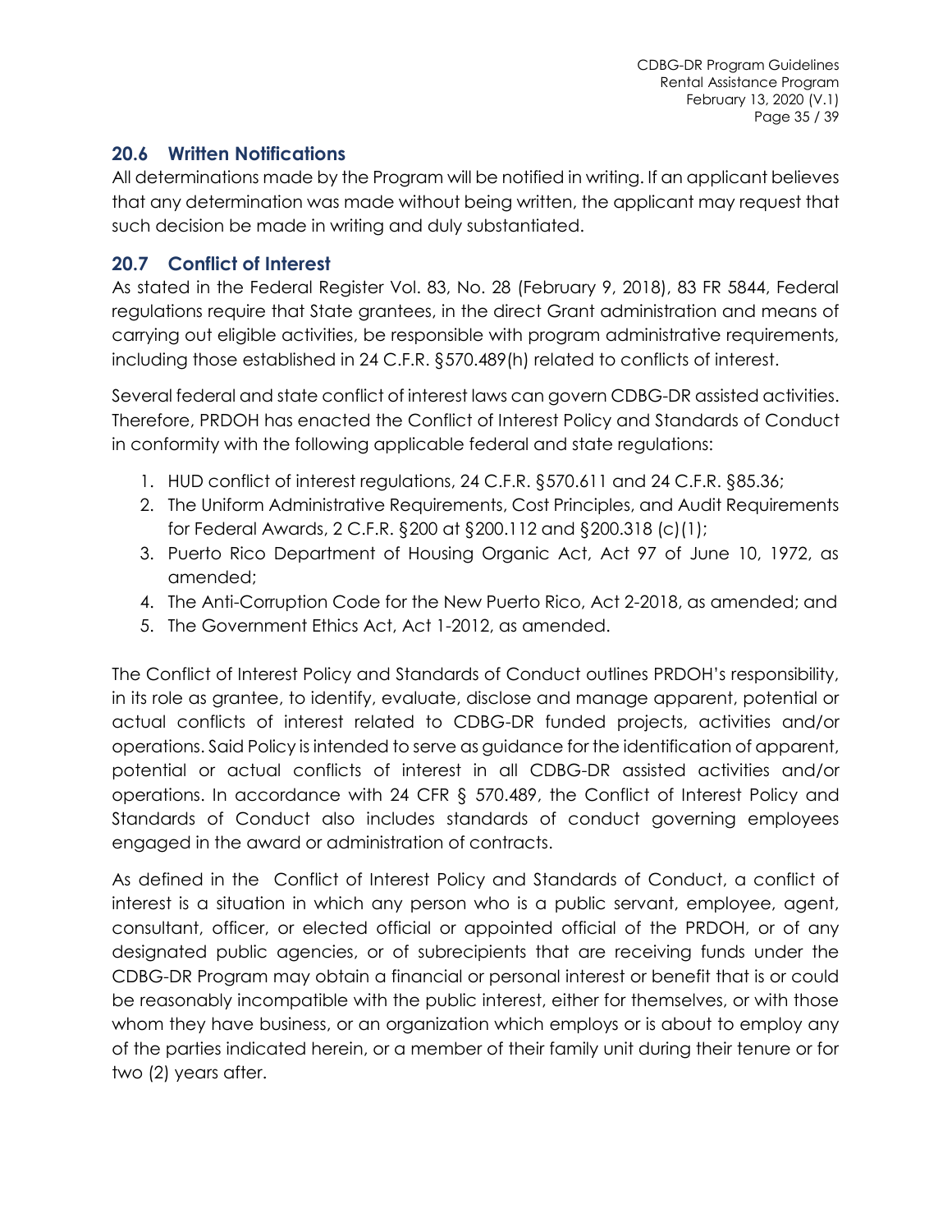## 20.6 Written Notifications

All determinations made by the Program will be notified in writing. If an applicant believes that any determination was made without being written, the applicant may request that such decision be made in writing and duly substantiated.

## 20.7 Conflict of Interest

As stated in the Federal Register Vol. 83, No. 28 (February 9, 2018), 83 FR 5844, Federal regulations require that State grantees, in the direct Grant administration and means of carrying out eligible activities, be responsible with program administrative requirements, including those established in 24 C.F.R. §570.489(h) related to conflicts of interest.

Several federal and state conflict of interest laws can govern CDBG-DR assisted activities. Therefore, PRDOH has enacted the Conflict of Interest Policy and Standards of Conduct in conformity with the following applicable federal and state regulations:

1. HUD conflict of interest regulations, 24 C.F.R. §570.611 and 24 C.F.R. §85.36;
2. The Uniform Administrative Requirements, Cost Principles, and Audit Requirements for Federal Awards, 2 C.F.R. §200 at §200.112 and §200.318 (c)(1);
3. Puerto Rico Department of Housing Organic Act, Act 97 of June 10, 1972, as amended;
4. The Anti-Corruption Code for the New Puerto Rico, Act 2-2018, as amended; and
5. The Government Ethics Act, Act 1-2012, as amended.

The Conflict of Interest Policy and Standards of Conduct outlines PRDOH's responsibility, in its role as grantee, to identify, evaluate, disclose and manage apparent, potential or actual conflicts of interest related to CDBG-DR funded projects, activities and/or operations. Said Policy is intended to serve as guidance for the identification of apparent, potential or actual conflicts of interest in all CDBG-DR assisted activities and/or operations. In accordance with 24 CFR § 570.489, the Conflict of Interest Policy and Standards of Conduct also includes standards of conduct governing employees engaged in the award or administration of contracts.

As defined in the Conflict of Interest Policy and Standards of Conduct, a conflict of interest is a situation in which any person who is a public servant, employee, agent, consultant, officer, or elected official or appointed official of the PRDOH, or of any designated public agencies, or of subrecipients that are receiving funds under the CDBG-DR Program may obtain a financial or personal interest or benefit that is or could be reasonably incompatible with the public interest, either for themselves, or with those whom they have business, or an organization which employs or is about to employ any of the parties indicated herein, or a member of their family unit during their tenure or for two (2) years after.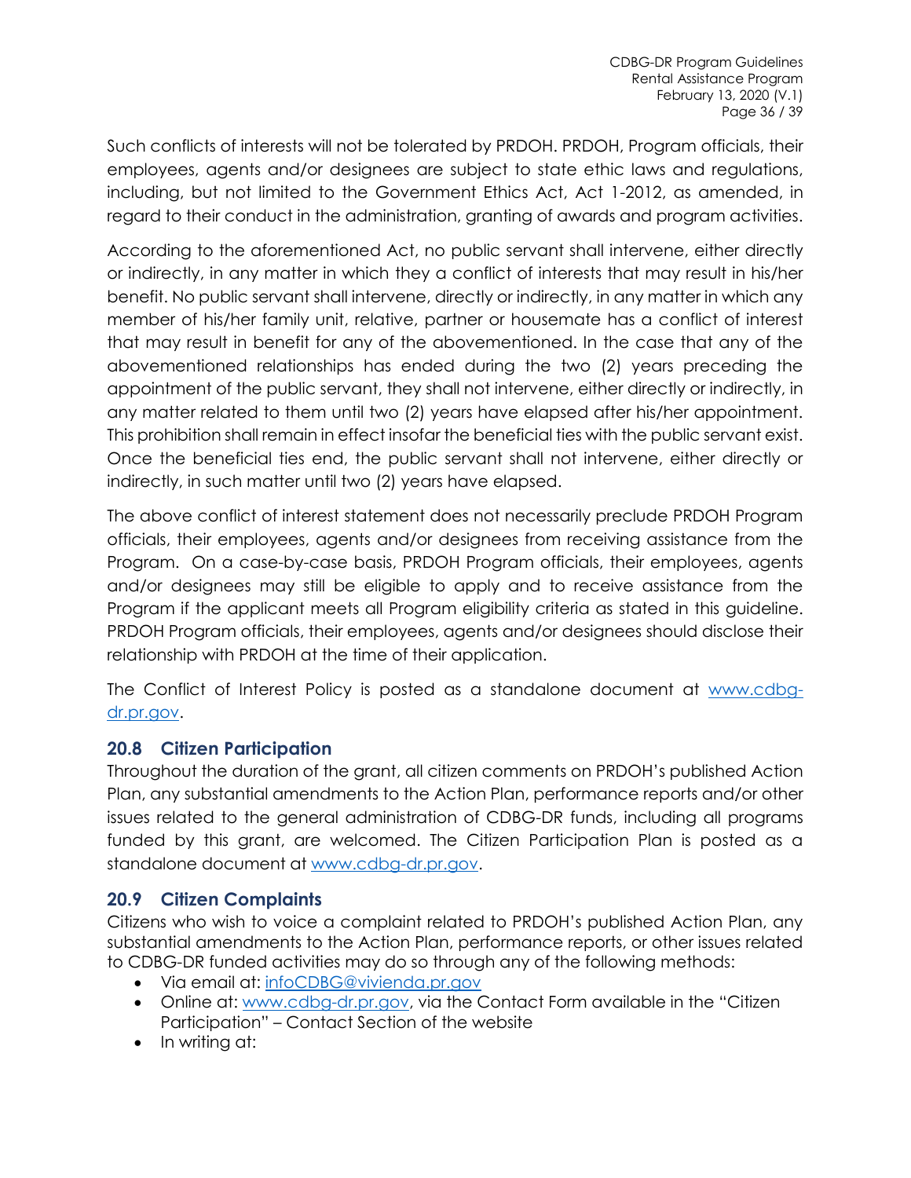Such conflicts of interests will not be tolerated by PRDOH. PRDOH, Program officials, their employees, agents and/or designees are subject to state ethic laws and regulations, including, but not limited to the Government Ethics Act, Act 1-2012, as amended, in regard to their conduct in the administration, granting of awards and program activities.

According to the aforementioned Act, no public servant shall intervene, either directly or indirectly, in any matter in which they a conflict of interests that may result in his/her benefit. No public servant shall intervene, directly or indirectly, in any matter in which any member of his/her family unit, relative, partner or housemate has a conflict of interest that may result in benefit for any of the abovementioned. In the case that any of the abovementioned relationships has ended during the two (2) years preceding the appointment of the public servant, they shall not intervene, either directly or indirectly, in any matter related to them until two (2) years have elapsed after his/her appointment. This prohibition shall remain in effect insofar the beneficial ties with the public servant exist. Once the beneficial ties end, the public servant shall not intervene, either directly or indirectly, in such matter until two (2) years have elapsed.

The above conflict of interest statement does not necessarily preclude PRDOH Program officials, their employees, agents and/or designees from receiving assistance from the Program. On a case-by-case basis, PRDOH Program officials, their employees, agents and/or designees may still be eligible to apply and to receive assistance from the Program if the applicant meets all Program eligibility criteria as stated in this guideline. PRDOH Program officials, their employees, agents and/or designees should disclose their relationship with PRDOH at the time of their application.

The Conflict of Interest Policy is posted as a standalone document at [www.cdbg-dr.pr.gov](http://www.cdbg-dr.pr.gov).

## 20.8 Citizen Participation

Throughout the duration of the grant, all citizen comments on PRDOH's published Action Plan, any substantial amendments to the Action Plan, performance reports and/or other issues related to the general administration of CDBG-DR funds, including all programs funded by this grant, are welcomed. The Citizen Participation Plan is posted as a standalone document at [www.cdbg-dr.pr.gov](http://www.cdbg-dr.pr.gov).

## 20.9 Citizen Complaints

Citizens who wish to voice a complaint related to PRDOH's published Action Plan, any substantial amendments to the Action Plan, performance reports, or other issues related to CDBG-DR funded activities may do so through any of the following methods:

- Via email at: [infoCDBG@vivienda.pr.gov](mailto:infoCDBG@vivienda.pr.gov)
- Online at: [www.cdbg-dr.pr.gov](http://www.cdbg-dr.pr.gov), via the Contact Form available in the "Citizen Participation" – Contact Section of the website
- In writing at: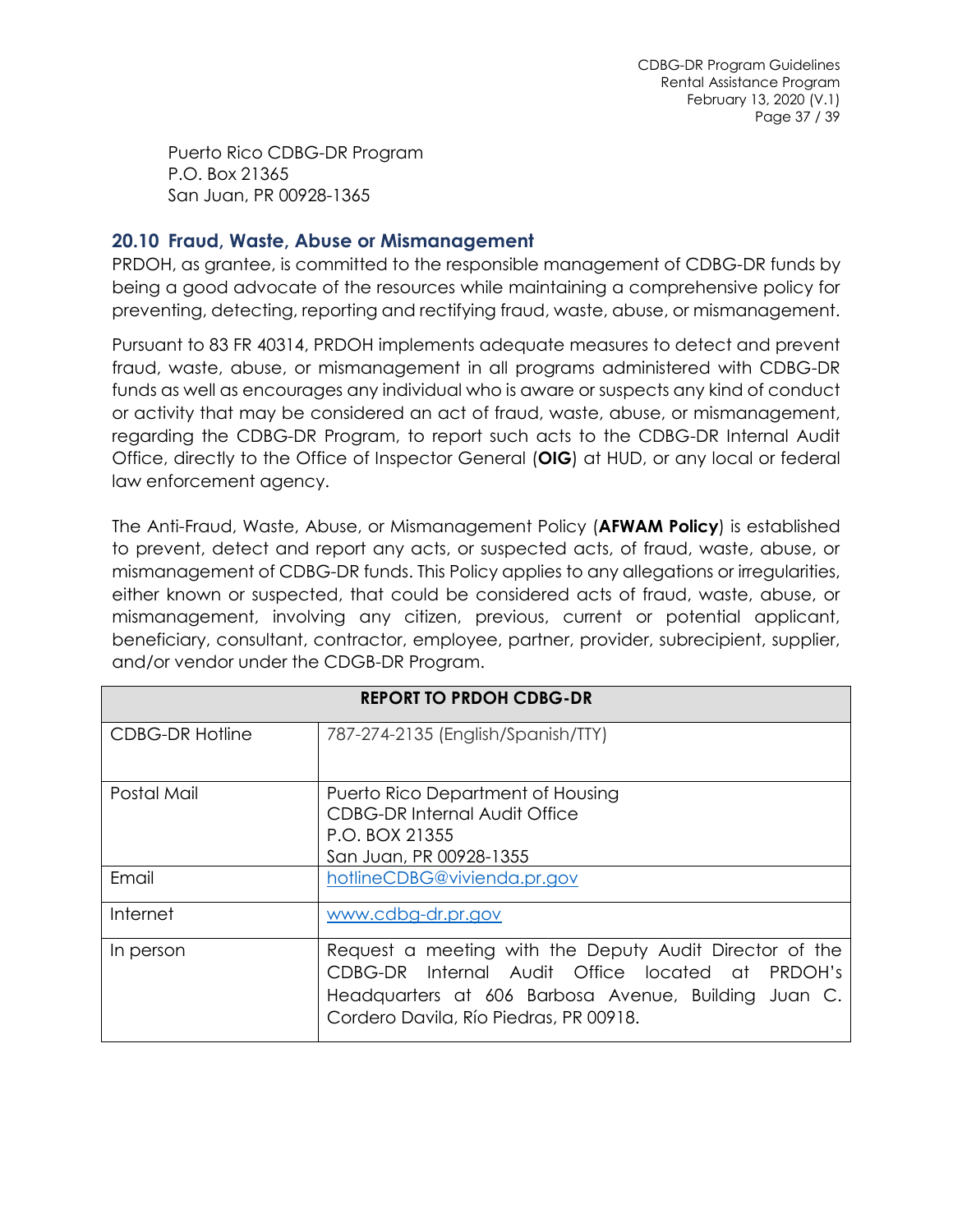Puerto Rico CDBG-DR Program
P.O. Box 21365
San Juan, PR 00928-1365

## 20.10 Fraud, Waste, Abuse or Mismanagement

PRDOH, as grantee, is committed to the responsible management of CDBG-DR funds by being a good advocate of the resources while maintaining a comprehensive policy for preventing, detecting, reporting and rectifying fraud, waste, abuse, or mismanagement.

Pursuant to 83 FR 40314, PRDOH implements adequate measures to detect and prevent fraud, waste, abuse, or mismanagement in all programs administered with CDBG-DR funds as well as encourages any individual who is aware or suspects any kind of conduct or activity that may be considered an act of fraud, waste, abuse, or mismanagement, regarding the CDBG-DR Program, to report such acts to the CDBG-DR Internal Audit Office, directly to the Office of Inspector General (**OIG**) at HUD, or any local or federal law enforcement agency.

The Anti-Fraud, Waste, Abuse, or Mismanagement Policy (**AFWAM Policy**) is established to prevent, detect and report any acts, or suspected acts, of fraud, waste, abuse, or mismanagement of CDBG-DR funds. This Policy applies to any allegations or irregularities, either known or suspected, that could be considered acts of fraud, waste, abuse, or mismanagement, involving any citizen, previous, current or potential applicant, beneficiary, consultant, contractor, employee, partner, provider, subrecipient, supplier, and/or vendor under the CDGB-DR Program.

| REPORT TO PRDOH CDBG-DR | |
|---|---|
| CDBG-DR Hotline | 787-274-2135 (English/Spanish/TTY) |
| Postal Mail | Puerto Rico Department of Housing<br>CDBG-DR Internal Audit Office<br>P.O. BOX 21355<br>San Juan, PR 00928-1355 |
| Email | hotlineCDBG@vivienda.pr.gov |
| Internet | www.cdbg-dr.pr.gov |
| In person | Request a meeting with the Deputy Audit Director of the CDBG-DR Internal Audit Office located at PRDOH's Headquarters at 606 Barbosa Avenue, Building Juan C. Cordero Davila, Río Piedras, PR 00918. |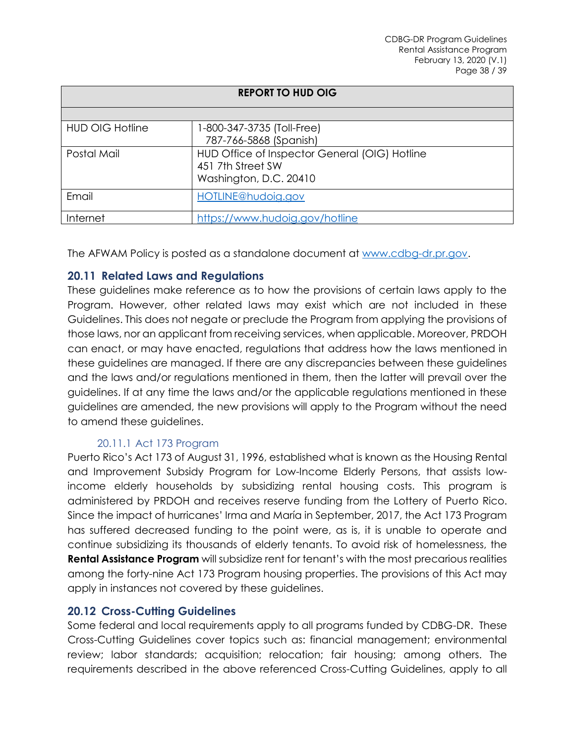| REPORT TO HUD OIG | |
|---|---|
| | |
| HUD OIG Hotline | 1-800-347-3735 (Toll-Free)<br>787-766-5868 (Spanish) |
| Postal Mail | HUD Office of Inspector General (OIG) Hotline<br>451 7th Street SW<br>Washington, D.C. 20410 |
| Email | HOTLINE@hudoig.gov |
| Internet | https://www.hudoig.gov/hotline |

The AFWAM Policy is posted as a standalone document at www.cdbg-dr.pr.gov.

## 20.11 Related Laws and Regulations

These guidelines make reference as to how the provisions of certain laws apply to the Program. However, other related laws may exist which are not included in these Guidelines. This does not negate or preclude the Program from applying the provisions of those laws, nor an applicant from receiving services, when applicable. Moreover, PRDOH can enact, or may have enacted, regulations that address how the laws mentioned in these guidelines are managed. If there are any discrepancies between these guidelines and the laws and/or regulations mentioned in them, then the latter will prevail over the guidelines. If at any time the laws and/or the applicable regulations mentioned in these guidelines are amended, the new provisions will apply to the Program without the need to amend these guidelines.

### 20.11.1 Act 173 Program

Puerto Rico's Act 173 of August 31, 1996, established what is known as the Housing Rental and Improvement Subsidy Program for Low-Income Elderly Persons, that assists low-income elderly households by subsidizing rental housing costs. This program is administered by PRDOH and receives reserve funding from the Lottery of Puerto Rico. Since the impact of hurricanes' Irma and María in September, 2017, the Act 173 Program has suffered decreased funding to the point were, as is, it is unable to operate and continue subsidizing its thousands of elderly tenants. To avoid risk of homelessness, the **Rental Assistance Program** will subsidize rent for tenant's with the most precarious realities among the forty-nine Act 173 Program housing properties. The provisions of this Act may apply in instances not covered by these guidelines.

## 20.12 Cross-Cutting Guidelines

Some federal and local requirements apply to all programs funded by CDBG-DR. These Cross-Cutting Guidelines cover topics such as: financial management; environmental review; labor standards; acquisition; relocation; fair housing; among others. The requirements described in the above referenced Cross-Cutting Guidelines, apply to all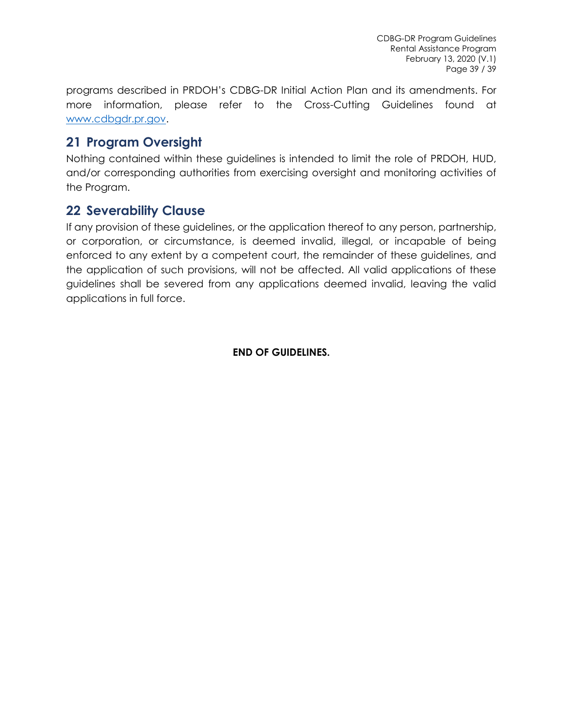programs described in PRDOH's CDBG-DR Initial Action Plan and its amendments. For more information, please refer to the Cross-Cutting Guidelines found at [www.cdbgdr.pr.gov](www.cdbgdr.pr.gov).

## 21 Program Oversight

Nothing contained within these guidelines is intended to limit the role of PRDOH, HUD, and/or corresponding authorities from exercising oversight and monitoring activities of the Program.

## 22 Severability Clause

If any provision of these guidelines, or the application thereof to any person, partnership, or corporation, or circumstance, is deemed invalid, illegal, or incapable of being enforced to any extent by a competent court, the remainder of these guidelines, and the application of such provisions, will not be affected. All valid applications of these guidelines shall be severed from any applications deemed invalid, leaving the valid applications in full force.

**END OF GUIDELINES.**